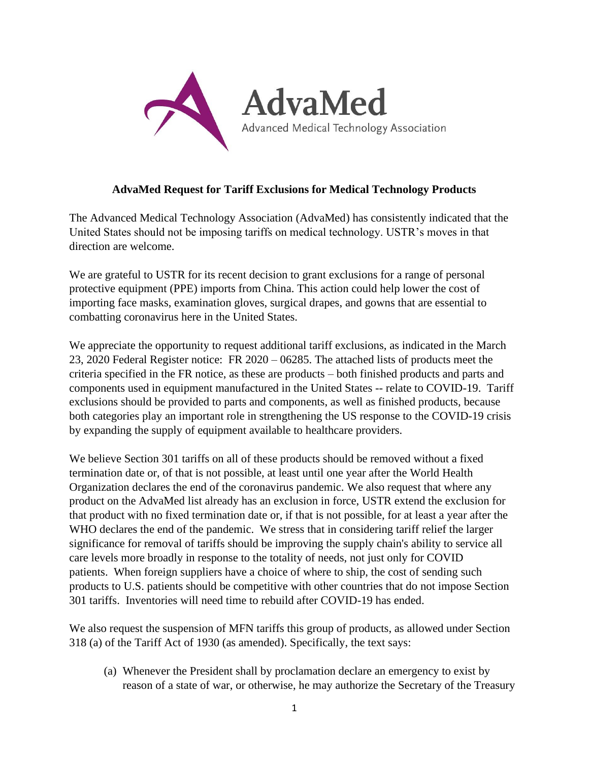AdvaMed

Advanced Medical Technology Association

## AdvaMed Request for Tariff Exclusions for Medical Technology Products

The Advanced Medical Technology Association (AdvaMed) has consistently indicated that the United States should not be imposing tariffs on medical technology. USTR's moves in that direction are welcome.

We are grateful to USTR for its recent decision to grant exclusions for a range of personal protective equipment (PPE) imports from China. This action could help lower the cost of importing face masks, examination gloves, surgical drapes, and gowns that are essential to combatting coronavirus here in the United States.

We appreciate the opportunity to request additional tariff exclusions, as indicated in the March 23, 2020 Federal Register notice: FR 2020 – 06285. The attached lists of products meet the criteria specified in the FR notice, as these are products – both finished products and parts and components used in equipment manufactured in the United States -- relate to COVID-19. Tariff exclusions should be provided to parts and components, as well as finished products, because both categories play an important role in strengthening the US response to the COVID-19 crisis by expanding the supply of equipment available to healthcare providers.

We believe Section 301 tariffs on all of these products should be removed without a fixed termination date or, of that is not possible, at least until one year after the World Health Organization declares the end of the coronavirus pandemic. We also request that where any product on the AdvaMed list already has an exclusion in force, USTR extend the exclusion for that product with no fixed termination date or, if that is not possible, for at least a year after the WHO declares the end of the pandemic. We stress that in considering tariff relief the larger significance for removal of tariffs should be improving the supply chain's ability to service all care levels more broadly in response to the totality of needs, not just only for COVID patients. When foreign suppliers have a choice of where to ship, the cost of sending such products to U.S. patients should be competitive with other countries that do not impose Section 301 tariffs. Inventories will need time to rebuild after COVID-19 has ended.

We also request the suspension of MFN tariffs this group of products, as allowed under Section 318 (a) of the Tariff Act of 1930 (as amended). Specifically, the text says:

(a) Whenever the President shall by proclamation declare an emergency to exist by reason of a state of war, or otherwise, he may authorize the Secretary of the Treasury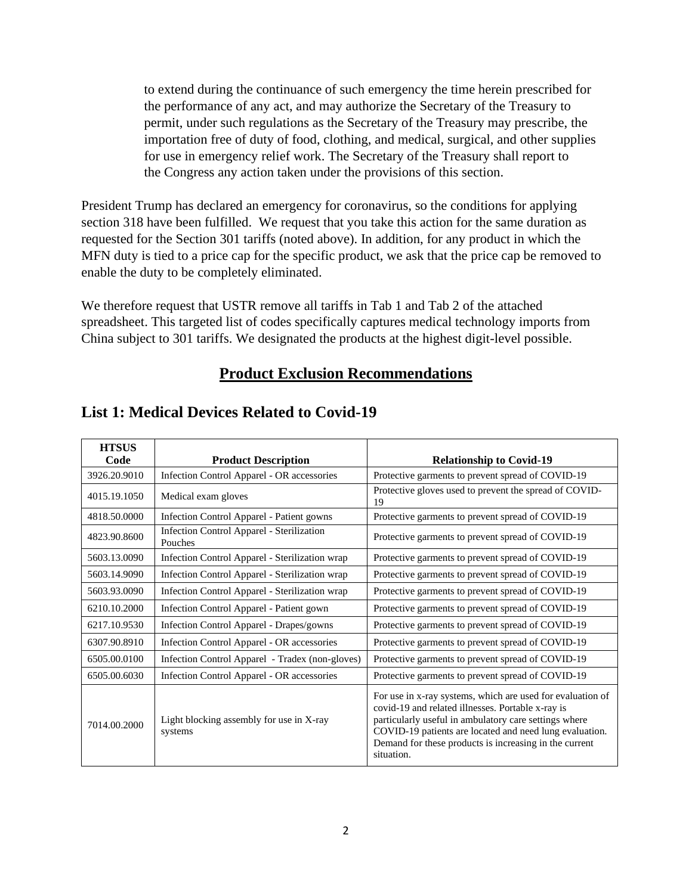> to extend during the continuance of such emergency the time herein prescribed for the performance of any act, and may authorize the Secretary of the Treasury to permit, under such regulations as the Secretary of the Treasury may prescribe, the importation free of duty of food, clothing, and medical, surgical, and other supplies for use in emergency relief work. The Secretary of the Treasury shall report to the Congress any action taken under the provisions of this section.

President Trump has declared an emergency for coronavirus, so the conditions for applying section 318 have been fulfilled. We request that you take this action for the same duration as requested for the Section 301 tariffs (noted above). In addition, for any product in which the MFN duty is tied to a price cap for the specific product, we ask that the price cap be removed to enable the duty to be completely eliminated.

We therefore request that USTR remove all tariffs in Tab 1 and Tab 2 of the attached spreadsheet. This targeted list of codes specifically captures medical technology imports from China subject to 301 tariffs. We designated the products at the highest digit-level possible.

## Product Exclusion Recommendations

## List 1: Medical Devices Related to Covid-19

| HTSUS Code | Product Description | Relationship to Covid-19 |
|---|---|---|
| 3926.20.9010 | Infection Control Apparel - OR accessories | Protective garments to prevent spread of COVID-19 |
| 4015.19.1050 | Medical exam gloves | Protective gloves used to prevent the spread of COVID-19 |
| 4818.50.0000 | Infection Control Apparel - Patient gowns | Protective garments to prevent spread of COVID-19 |
| 4823.90.8600 | Infection Control Apparel - Sterilization Pouches | Protective garments to prevent spread of COVID-19 |
| 5603.13.0090 | Infection Control Apparel - Sterilization wrap | Protective garments to prevent spread of COVID-19 |
| 5603.14.9090 | Infection Control Apparel - Sterilization wrap | Protective garments to prevent spread of COVID-19 |
| 5603.93.0090 | Infection Control Apparel - Sterilization wrap | Protective garments to prevent spread of COVID-19 |
| 6210.10.2000 | Infection Control Apparel - Patient gown | Protective garments to prevent spread of COVID-19 |
| 6217.10.9530 | Infection Control Apparel - Drapes/gowns | Protective garments to prevent spread of COVID-19 |
| 6307.90.8910 | Infection Control Apparel - OR accessories | Protective garments to prevent spread of COVID-19 |
| 6505.00.0100 | Infection Control Apparel - Tradex (non-gloves) | Protective garments to prevent spread of COVID-19 |
| 6505.00.6030 | Infection Control Apparel - OR accessories | Protective garments to prevent spread of COVID-19 |
| 7014.00.2000 | Light blocking assembly for use in X-ray systems | For use in x-ray systems, which are used for evaluation of covid-19 and related illnesses. Portable x-ray is particularly useful in ambulatory care settings where COVID-19 patients are located and need lung evaluation. Demand for these products is increasing in the current situation. |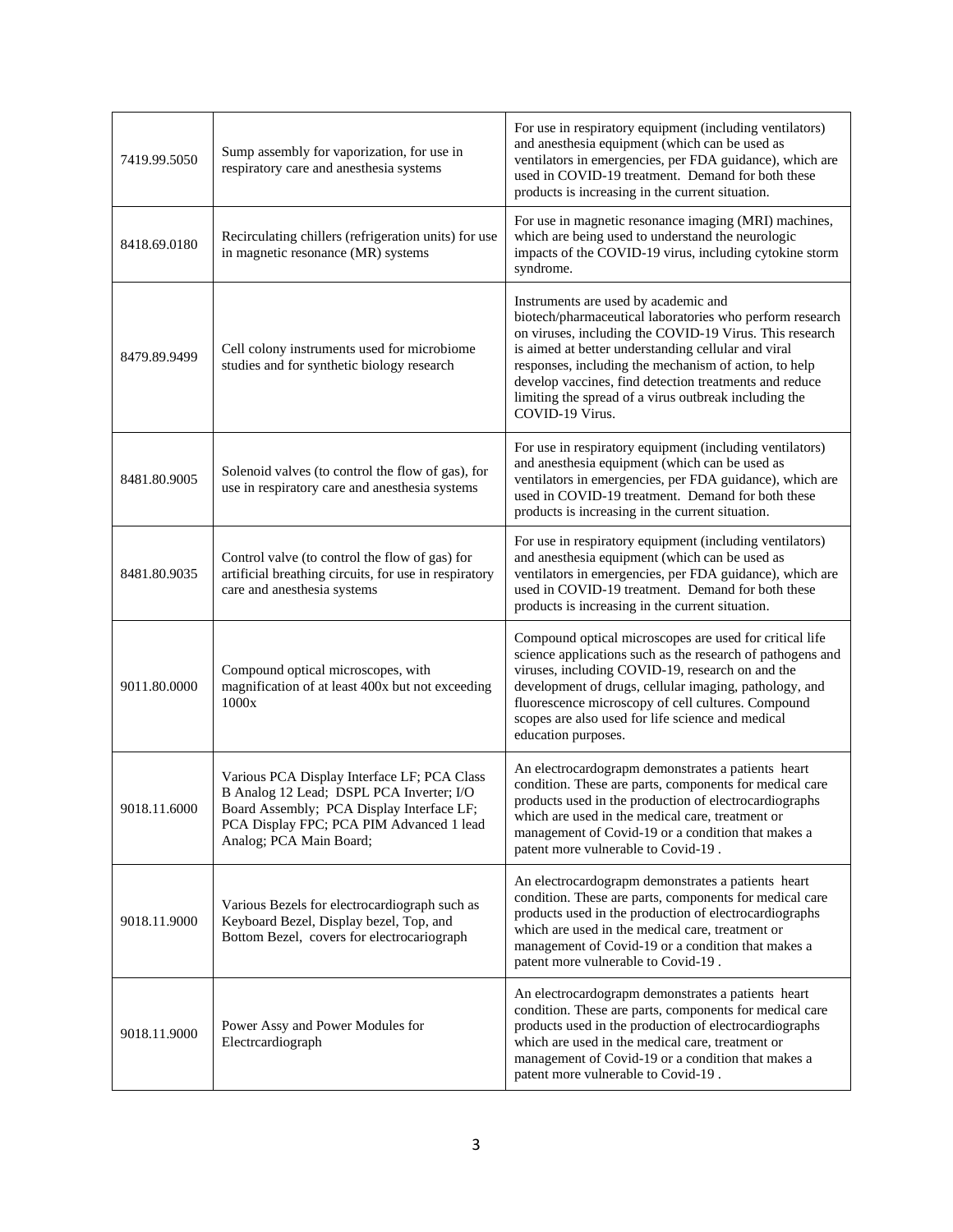| | | |
|---|---|---|
| 7419.99.5050 | Sump assembly for vaporization, for use in respiratory care and anesthesia systems | For use in respiratory equipment (including ventilators) and anesthesia equipment (which can be used as ventilators in emergencies, per FDA guidance), which are used in COVID-19 treatment. Demand for both these products is increasing in the current situation. |
| 8418.69.0180 | Recirculating chillers (refrigeration units) for use in magnetic resonance (MR) systems | For use in magnetic resonance imaging (MRI) machines, which are being used to understand the neurologic impacts of the COVID-19 virus, including cytokine storm syndrome. |
| 8479.89.9499 | Cell colony instruments used for microbiome studies and for synthetic biology research | Instruments are used by academic and biotech/pharmaceutical laboratories who perform research on viruses, including the COVID-19 Virus. This research is aimed at better understanding cellular and viral responses, including the mechanism of action, to help develop vaccines, find detection treatments and reduce limiting the spread of a virus outbreak including the COVID-19 Virus. |
| 8481.80.9005 | Solenoid valves (to control the flow of gas), for use in respiratory care and anesthesia systems | For use in respiratory equipment (including ventilators) and anesthesia equipment (which can be used as ventilators in emergencies, per FDA guidance), which are used in COVID-19 treatment. Demand for both these products is increasing in the current situation. |
| 8481.80.9035 | Control valve (to control the flow of gas) for artificial breathing circuits, for use in respiratory care and anesthesia systems | For use in respiratory equipment (including ventilators) and anesthesia equipment (which can be used as ventilators in emergencies, per FDA guidance), which are used in COVID-19 treatment. Demand for both these products is increasing in the current situation. |
| 9011.80.0000 | Compound optical microscopes, with magnification of at least 400x but not exceeding 1000x | Compound optical microscopes are used for critical life science applications such as the research of pathogens and viruses, including COVID-19, research on and the development of drugs, cellular imaging, pathology, and fluorescence microscopy of cell cultures. Compound scopes are also used for life science and medical education purposes. |
| 9018.11.6000 | Various PCA Display Interface LF; PCA Class B Analog 12 Lead; DSPL PCA Inverter; I/O Board Assembly; PCA Display Interface LF; PCA Display FPC; PCA PIM Advanced 1 lead Analog; PCA Main Board; | An electrocardograpm demonstrates a patients heart condition. These are parts, components for medical care products used in the production of electrocardiographs which are used in the medical care, treatment or management of Covid-19 or a condition that makes a patent more vulnerable to Covid-19 . |
| 9018.11.9000 | Various Bezels for electrocardiograph such as Keyboard Bezel, Display bezel, Top, and Bottom Bezel, covers for electrocariograph | An electrocardograpm demonstrates a patients heart condition. These are parts, components for medical care products used in the production of electrocardiographs which are used in the medical care, treatment or management of Covid-19 or a condition that makes a patent more vulnerable to Covid-19 . |
| 9018.11.9000 | Power Assy and Power Modules for Electrcardiograph | An electrocardograpm demonstrates a patients heart condition. These are parts, components for medical care products used in the production of electrocardiographs which are used in the medical care, treatment or management of Covid-19 or a condition that makes a patent more vulnerable to Covid-19 . |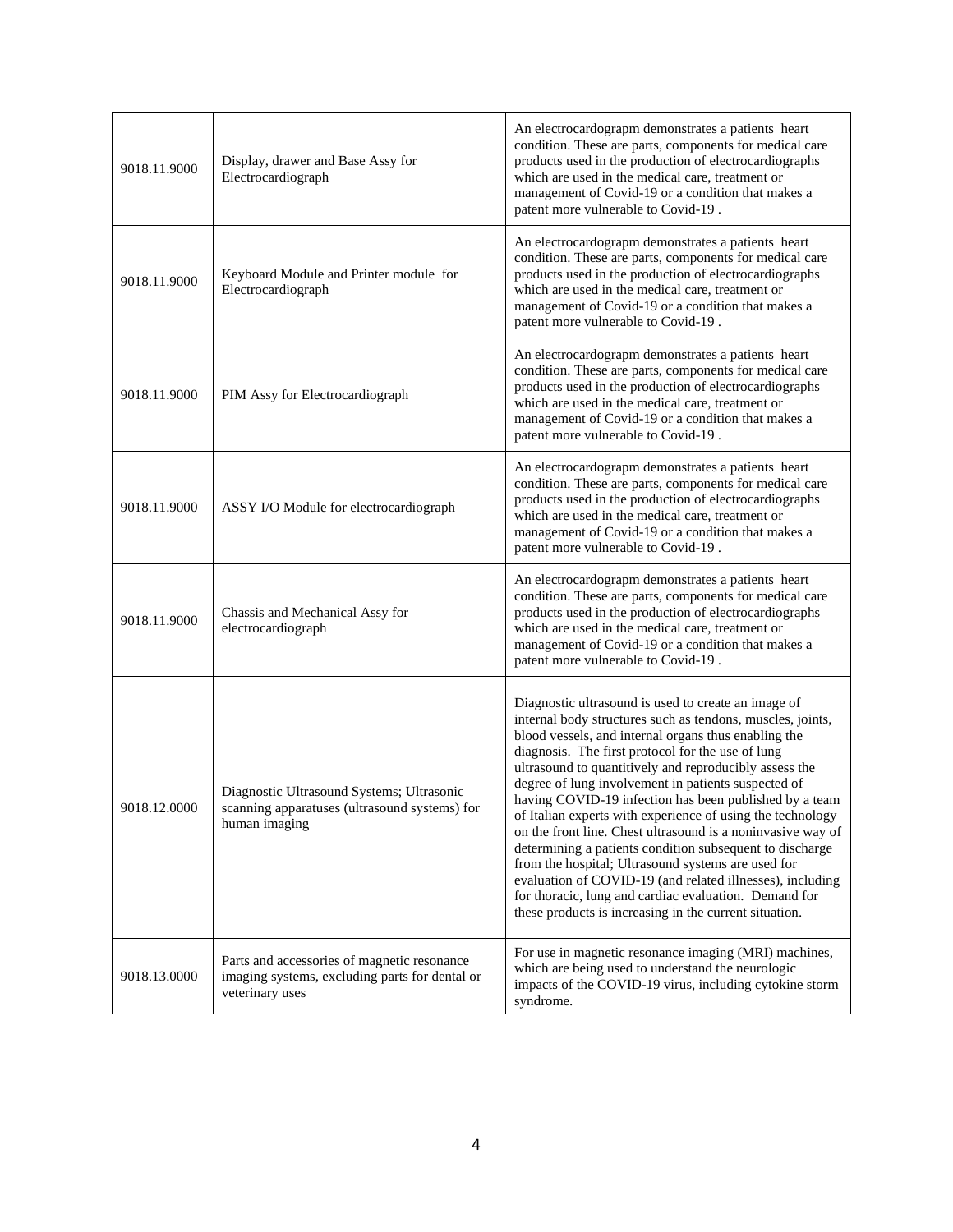| | | |
|---|---|---|
| 9018.11.9000 | Display, drawer and Base Assy for Electrocardiograph | An electrocardograpm demonstrates a patients heart condition. These are parts, components for medical care products used in the production of electrocardiographs which are used in the medical care, treatment or management of Covid-19 or a condition that makes a patent more vulnerable to Covid-19 . |
| 9018.11.9000 | Keyboard Module and Printer module for Electrocardiograph | An electrocardograpm demonstrates a patients heart condition. These are parts, components for medical care products used in the production of electrocardiographs which are used in the medical care, treatment or management of Covid-19 or a condition that makes a patent more vulnerable to Covid-19 . |
| 9018.11.9000 | PIM Assy for Electrocardiograph | An electrocardograpm demonstrates a patients heart condition. These are parts, components for medical care products used in the production of electrocardiographs which are used in the medical care, treatment or management of Covid-19 or a condition that makes a patent more vulnerable to Covid-19 . |
| 9018.11.9000 | ASSY I/O Module for electrocardiograph | An electrocardograpm demonstrates a patients heart condition. These are parts, components for medical care products used in the production of electrocardiographs which are used in the medical care, treatment or management of Covid-19 or a condition that makes a patent more vulnerable to Covid-19 . |
| 9018.11.9000 | Chassis and Mechanical Assy for electrocardiograph | An electrocardograpm demonstrates a patients heart condition. These are parts, components for medical care products used in the production of electrocardiographs which are used in the medical care, treatment or management of Covid-19 or a condition that makes a patent more vulnerable to Covid-19 . |
| 9018.12.0000 | Diagnostic Ultrasound Systems; Ultrasonic scanning apparatuses (ultrasound systems) for human imaging | Diagnostic ultrasound is used to create an image of internal body structures such as tendons, muscles, joints, blood vessels, and internal organs thus enabling the diagnosis. The first protocol for the use of lung ultrasound to quantitively and reproducibly assess the degree of lung involvement in patients suspected of having COVID-19 infection has been published by a team of Italian experts with experience of using the technology on the front line. Chest ultrasound is a noninvasive way of determining a patients condition subsequent to discharge from the hospital; Ultrasound systems are used for evaluation of COVID-19 (and related illnesses), including for thoracic, lung and cardiac evaluation. Demand for these products is increasing in the current situation. |
| 9018.13.0000 | Parts and accessories of magnetic resonance imaging systems, excluding parts for dental or veterinary uses | For use in magnetic resonance imaging (MRI) machines, which are being used to understand the neurologic impacts of the COVID-19 virus, including cytokine storm syndrome. |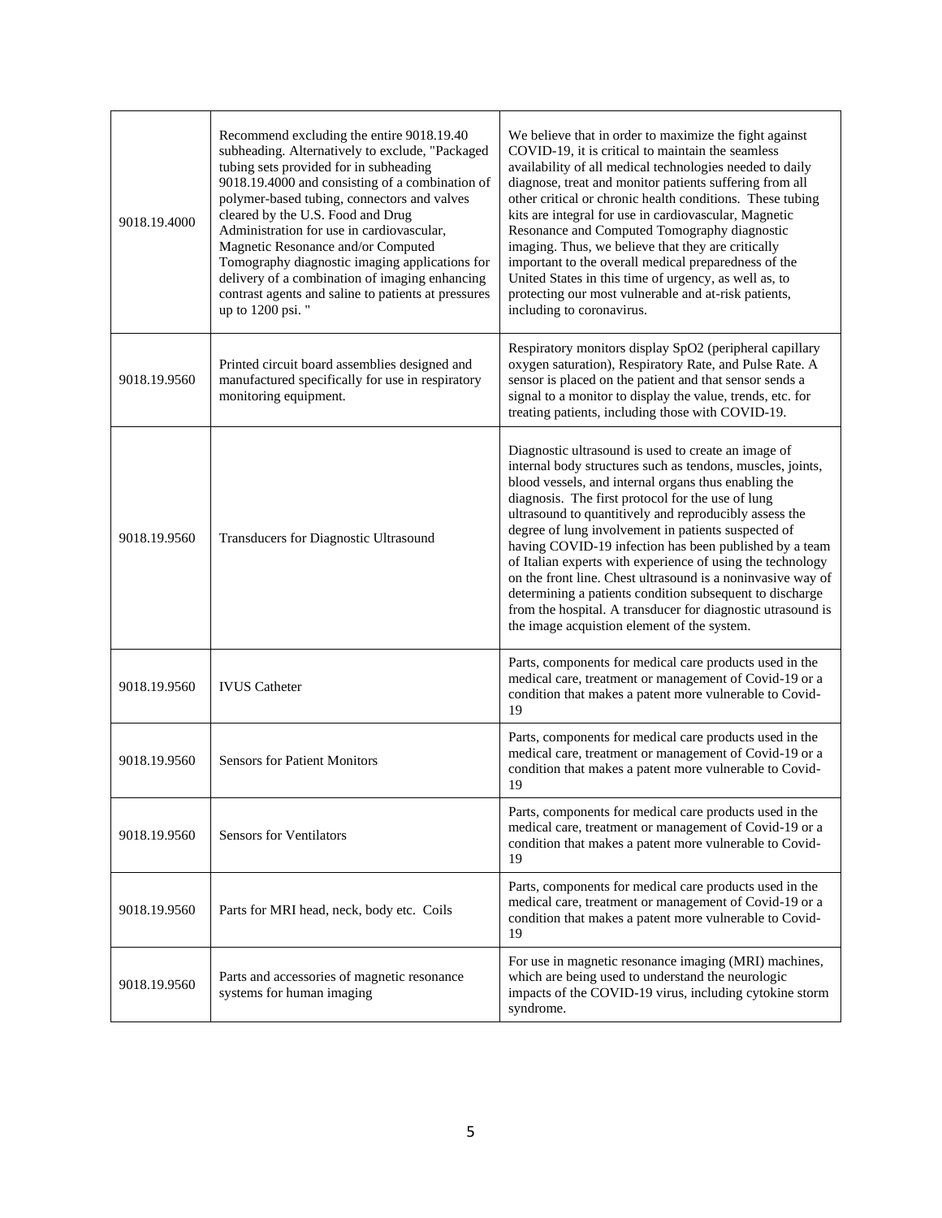| | | |
|---|---|---|
| 9018.19.4000 | Recommend excluding the entire 9018.19.40 subheading. Alternatively to exclude, "Packaged tubing sets provided for in subheading 9018.19.4000 and consisting of a combination of polymer-based tubing, connectors and valves cleared by the U.S. Food and Drug Administration for use in cardiovascular, Magnetic Resonance and/or Computed Tomography diagnostic imaging applications for delivery of a combination of imaging enhancing contrast agents and saline to patients at pressures up to 1200 psi. " | We believe that in order to maximize the fight against COVID-19, it is critical to maintain the seamless availability of all medical technologies needed to daily diagnose, treat and monitor patients suffering from all other critical or chronic health conditions. These tubing kits are integral for use in cardiovascular, Magnetic Resonance and Computed Tomography diagnostic imaging. Thus, we believe that they are critically important to the overall medical preparedness of the United States in this time of urgency, as well as, to protecting our most vulnerable and at-risk patients, including to coronavirus. |
| 9018.19.9560 | Printed circuit board assemblies designed and manufactured specifically for use in respiratory monitoring equipment. | Respiratory monitors display SpO2 (peripheral capillary oxygen saturation), Respiratory Rate, and Pulse Rate. A sensor is placed on the patient and that sensor sends a signal to a monitor to display the value, trends, etc. for treating patients, including those with COVID-19. |
| 9018.19.9560 | Transducers for Diagnostic Ultrasound | Diagnostic ultrasound is used to create an image of internal body structures such as tendons, muscles, joints, blood vessels, and internal organs thus enabling the diagnosis. The first protocol for the use of lung ultrasound to quantitively and reproducibly assess the degree of lung involvement in patients suspected of having COVID-19 infection has been published by a team of Italian experts with experience of using the technology on the front line. Chest ultrasound is a noninvasive way of determining a patients condition subsequent to discharge from the hospital. A transducer for diagnostic ultrasound is the image acquistion element of the system. |
| 9018.19.9560 | IVUS Catheter | Parts, components for medical care products used in the medical care, treatment or management of Covid-19 or a condition that makes a patent more vulnerable to Covid-19 |
| 9018.19.9560 | Sensors for Patient Monitors | Parts, components for medical care products used in the medical care, treatment or management of Covid-19 or a condition that makes a patent more vulnerable to Covid-19 |
| 9018.19.9560 | Sensors for Ventilators | Parts, components for medical care products used in the medical care, treatment or management of Covid-19 or a condition that makes a patent more vulnerable to Covid-19 |
| 9018.19.9560 | Parts for MRI head, neck, body etc. Coils | Parts, components for medical care products used in the medical care, treatment or management of Covid-19 or a condition that makes a patent more vulnerable to Covid-19 |
| 9018.19.9560 | Parts and accessories of magnetic resonance systems for human imaging | For use in magnetic resonance imaging (MRI) machines, which are being used to understand the neurologic impacts of the COVID-19 virus, including cytokine storm syndrome. |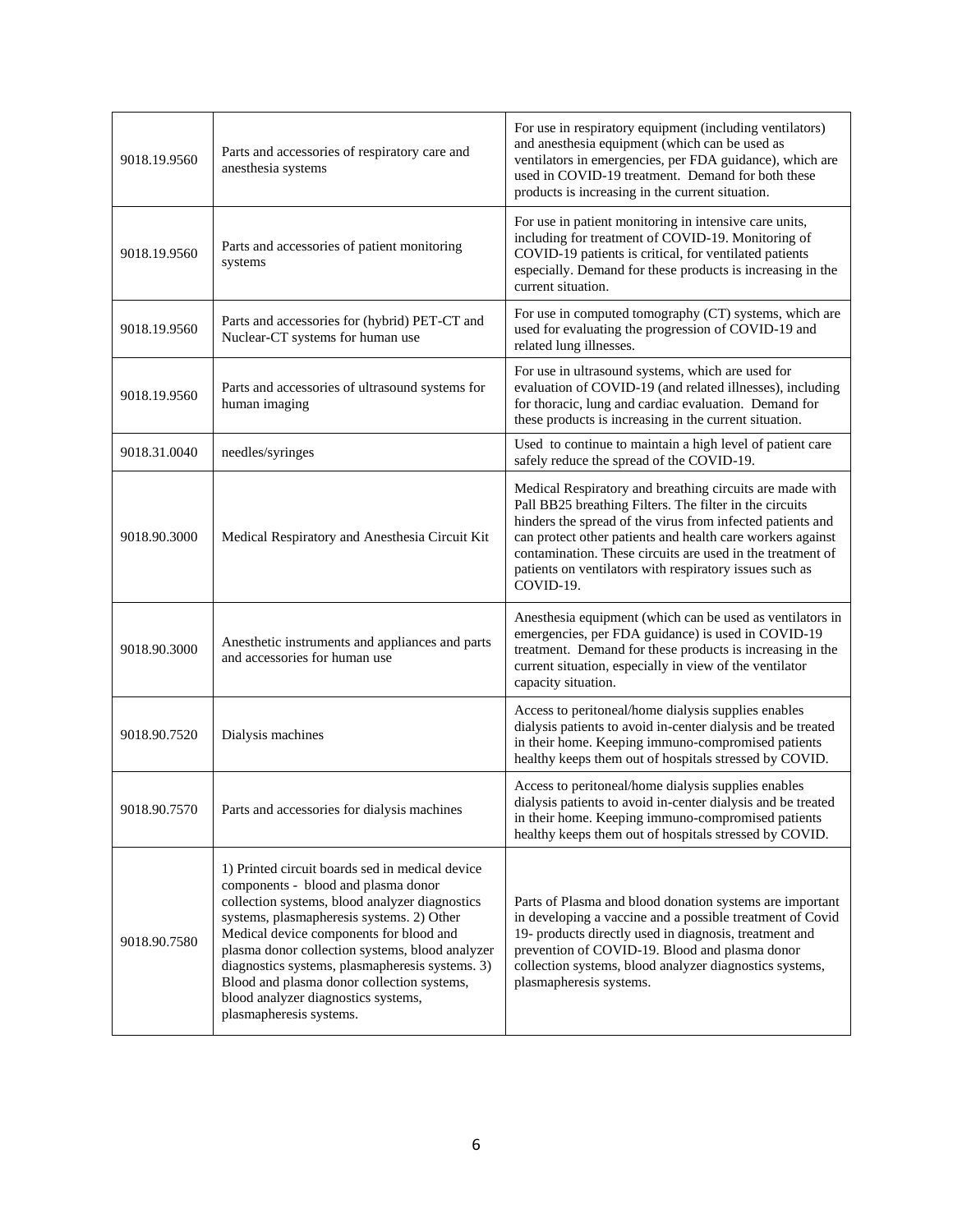| | | |
|---|---|---|
| 9018.19.9560 | Parts and accessories of respiratory care and anesthesia systems | For use in respiratory equipment (including ventilators) and anesthesia equipment (which can be used as ventilators in emergencies, per FDA guidance), which are used in COVID-19 treatment. Demand for both these products is increasing in the current situation. |
| 9018.19.9560 | Parts and accessories of patient monitoring systems | For use in patient monitoring in intensive care units, including for treatment of COVID-19. Monitoring of COVID-19 patients is critical, for ventilated patients especially. Demand for these products is increasing in the current situation. |
| 9018.19.9560 | Parts and accessories for (hybrid) PET-CT and Nuclear-CT systems for human use | For use in computed tomography (CT) systems, which are used for evaluating the progression of COVID-19 and related lung illnesses. |
| 9018.19.9560 | Parts and accessories of ultrasound systems for human imaging | For use in ultrasound systems, which are used for evaluation of COVID-19 (and related illnesses), including for thoracic, lung and cardiac evaluation. Demand for these products is increasing in the current situation. |
| 9018.31.0040 | needles/syringes | Used to continue to maintain a high level of patient care safely reduce the spread of the COVID-19. |
| 9018.90.3000 | Medical Respiratory and Anesthesia Circuit Kit | Medical Respiratory and breathing circuits are made with Pall BB25 breathing Filters. The filter in the circuits hinders the spread of the virus from infected patients and can protect other patients and health care workers against contamination. These circuits are used in the treatment of patients on ventilators with respiratory issues such as COVID-19. |
| 9018.90.3000 | Anesthetic instruments and appliances and parts and accessories for human use | Anesthesia equipment (which can be used as ventilators in emergencies, per FDA guidance) is used in COVID-19 treatment. Demand for these products is increasing in the current situation, especially in view of the ventilator capacity situation. |
| 9018.90.7520 | Dialysis machines | Access to peritoneal/home dialysis supplies enables dialysis patients to avoid in-center dialysis and be treated in their home. Keeping immuno-compromised patients healthy keeps them out of hospitals stressed by COVID. |
| 9018.90.7570 | Parts and accessories for dialysis machines | Access to peritoneal/home dialysis supplies enables dialysis patients to avoid in-center dialysis and be treated in their home. Keeping immuno-compromised patients healthy keeps them out of hospitals stressed by COVID. |
| 9018.90.7580 | 1) Printed circuit boards sed in medical device components - blood and plasma donor collection systems, blood analyzer diagnostics systems, plasmapheresis systems. 2) Other Medical device components for blood and plasma donor collection systems, blood analyzer diagnostics systems, plasmapheresis systems. 3) Blood and plasma donor collection systems, blood analyzer diagnostics systems, plasmapheresis systems. | Parts of Plasma and blood donation systems are important in developing a vaccine and a possible treatment of Covid 19- products directly used in diagnosis, treatment and prevention of COVID-19. Blood and plasma donor collection systems, blood analyzer diagnostics systems, plasmapheresis systems. |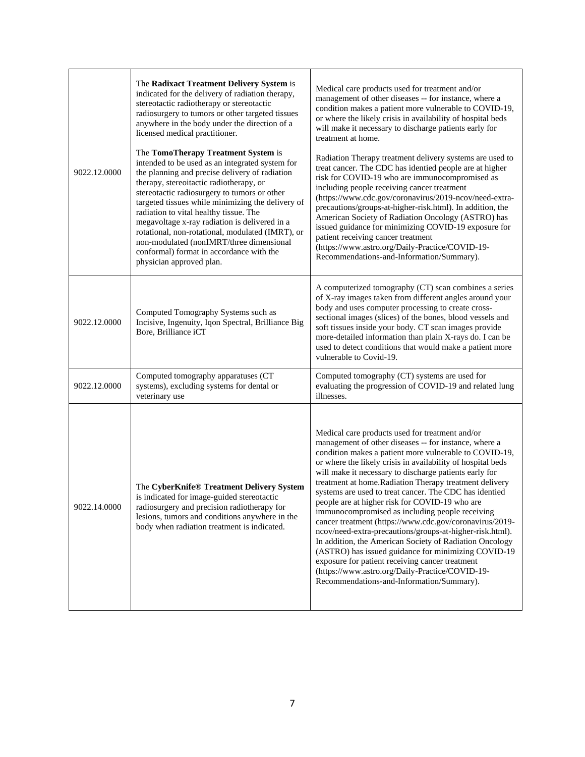| | | |
|---|---|---|
| 9022.12.0000 | The **Radixact Treatment Delivery System** is indicated for the delivery of radiation therapy, stereotactic radiotherapy or stereotactic radiosurgery to tumors or other targeted tissues anywhere in the body under the direction of a licensed medical practitioner.<br><br>The **TomoTherapy Treatment System** is intended to be used as an integrated system for the planning and precise delivery of radiation therapy, stereoitactic radiotherapy, or stereotactic radiosurgery to tumors or other targeted tissues while minimizing the delivery of radiation to vital healthy tissue. The megavoltage x-ray radiation is delivered in a rotational, non-rotational, modulated (IMRT), or non-modulated (nonIMRT/three dimensional conformal) format in accordance with the physician approved plan. | Medical care products used for treatment and/or management of other diseases -- for instance, where a condition makes a patient more vulnerable to COVID-19, or where the likely crisis in availability of hospital beds will make it necessary to discharge patients early for treatment at home.<br><br>Radiation Therapy treatment delivery systems are used to treat cancer. The CDC has identied people are at higher risk for COVID-19 who are immunocompromised as including people receiving cancer treatment (https://www.cdc.gov/coronavirus/2019-ncov/need-extra-precautions/groups-at-higher-risk.html). In addition, the American Society of Radiation Oncology (ASTRO) has issued guidance for minimizing COVID-19 exposure for patient receiving cancer treatment (https://www.astro.org/Daily-Practice/COVID-19-Recommendations-and-Information/Summary). |
| 9022.12.0000 | Computed Tomography Systems such as Incisive, Ingenuity, Iqon Spectral, Brilliance Big Bore, Brilliance iCT | A computerized tomography (CT) scan combines a series of X-ray images taken from different angles around your body and uses computer processing to create cross-sectional images (slices) of the bones, blood vessels and soft tissues inside your body. CT scan images provide more-detailed information than plain X-rays do. I can be used to detect conditions that would make a patient more vulnerable to Covid-19. |
| 9022.12.0000 | Computed tomography apparatuses (CT systems), excluding systems for dental or veterinary use | Computed tomography (CT) systems are used for evaluating the progression of COVID-19 and related lung illnesses. |
| 9022.14.0000 | The **CyberKnife® Treatment Delivery System** is indicated for image-guided stereotactic radiosurgery and precision radiotherapy for lesions, tumors and conditions anywhere in the body when radiation treatment is indicated. | Medical care products used for treatment and/or management of other diseases -- for instance, where a condition makes a patient more vulnerable to COVID-19, or where the likely crisis in availability of hospital beds will make it necessary to discharge patients early for treatment at home.Radiation Therapy treatment delivery systems are used to treat cancer. The CDC has identied people are at higher risk for COVID-19 who are immunocompromised as including people receiving cancer treatment (https://www.cdc.gov/coronavirus/2019-ncov/need-extra-precautions/groups-at-higher-risk.html). In addition, the American Society of Radiation Oncology (ASTRO) has issued guidance for minimizing COVID-19 exposure for patient receiving cancer treatment (https://www.astro.org/Daily-Practice/COVID-19-Recommendations-and-Information/Summary). |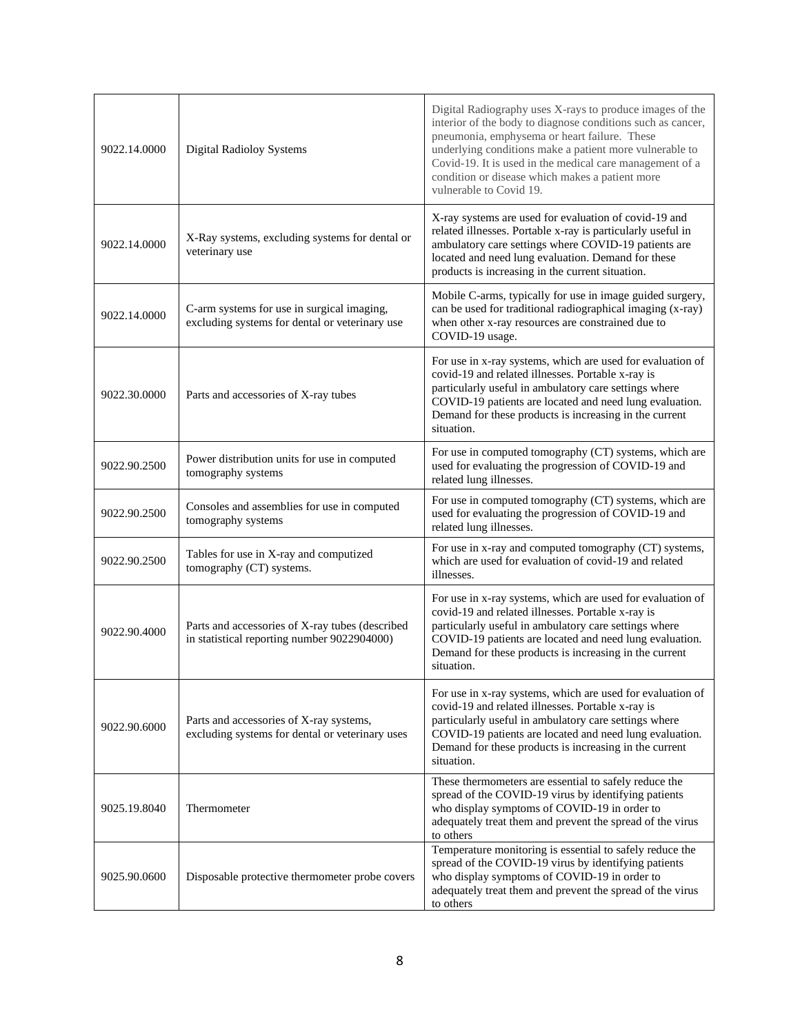| | | |
|---|---|---|
| 9022.14.0000 | Digital Radioloy Systems | Digital Radiography uses X-rays to produce images of the interior of the body to diagnose conditions such as cancer, pneumonia, emphysema or heart failure. These underlying conditions make a patient more vulnerable to Covid-19. It is used in the medical care management of a condition or disease which makes a patient more vulnerable to Covid 19. |
| 9022.14.0000 | X-Ray systems, excluding systems for dental or veterinary use | X-ray systems are used for evaluation of covid-19 and related illnesses. Portable x-ray is particularly useful in ambulatory care settings where COVID-19 patients are located and need lung evaluation. Demand for these products is increasing in the current situation. |
| 9022.14.0000 | C-arm systems for use in surgical imaging, excluding systems for dental or veterinary use | Mobile C-arms, typically for use in image guided surgery, can be used for traditional radiographical imaging (x-ray) when other x-ray resources are constrained due to COVID-19 usage. |
| 9022.30.0000 | Parts and accessories of X-ray tubes | For use in x-ray systems, which are used for evaluation of covid-19 and related illnesses. Portable x-ray is particularly useful in ambulatory care settings where COVID-19 patients are located and need lung evaluation. Demand for these products is increasing in the current situation. |
| 9022.90.2500 | Power distribution units for use in computed tomography systems | For use in computed tomography (CT) systems, which are used for evaluating the progression of COVID-19 and related lung illnesses. |
| 9022.90.2500 | Consoles and assemblies for use in computed tomography systems | For use in computed tomography (CT) systems, which are used for evaluating the progression of COVID-19 and related lung illnesses. |
| 9022.90.2500 | Tables for use in X-ray and computized tomography (CT) systems. | For use in x-ray and computed tomography (CT) systems, which are used for evaluation of covid-19 and related illnesses. |
| 9022.90.4000 | Parts and accessories of X-ray tubes (described in statistical reporting number 9022904000) | For use in x-ray systems, which are used for evaluation of covid-19 and related illnesses. Portable x-ray is particularly useful in ambulatory care settings where COVID-19 patients are located and need lung evaluation. Demand for these products is increasing in the current situation. |
| 9022.90.6000 | Parts and accessories of X-ray systems, excluding systems for dental or veterinary uses | For use in x-ray systems, which are used for evaluation of covid-19 and related illnesses. Portable x-ray is particularly useful in ambulatory care settings where COVID-19 patients are located and need lung evaluation. Demand for these products is increasing in the current situation. |
| 9025.19.8040 | Thermometer | These thermometers are essential to safely reduce the spread of the COVID-19 virus by identifying patients who display symptoms of COVID-19 in order to adequately treat them and prevent the spread of the virus to others |
| 9025.90.0600 | Disposable protective thermometer probe covers | Temperature monitoring is essential to safely reduce the spread of the COVID-19 virus by identifying patients who display symptoms of COVID-19 in order to adequately treat them and prevent the spread of the virus to others |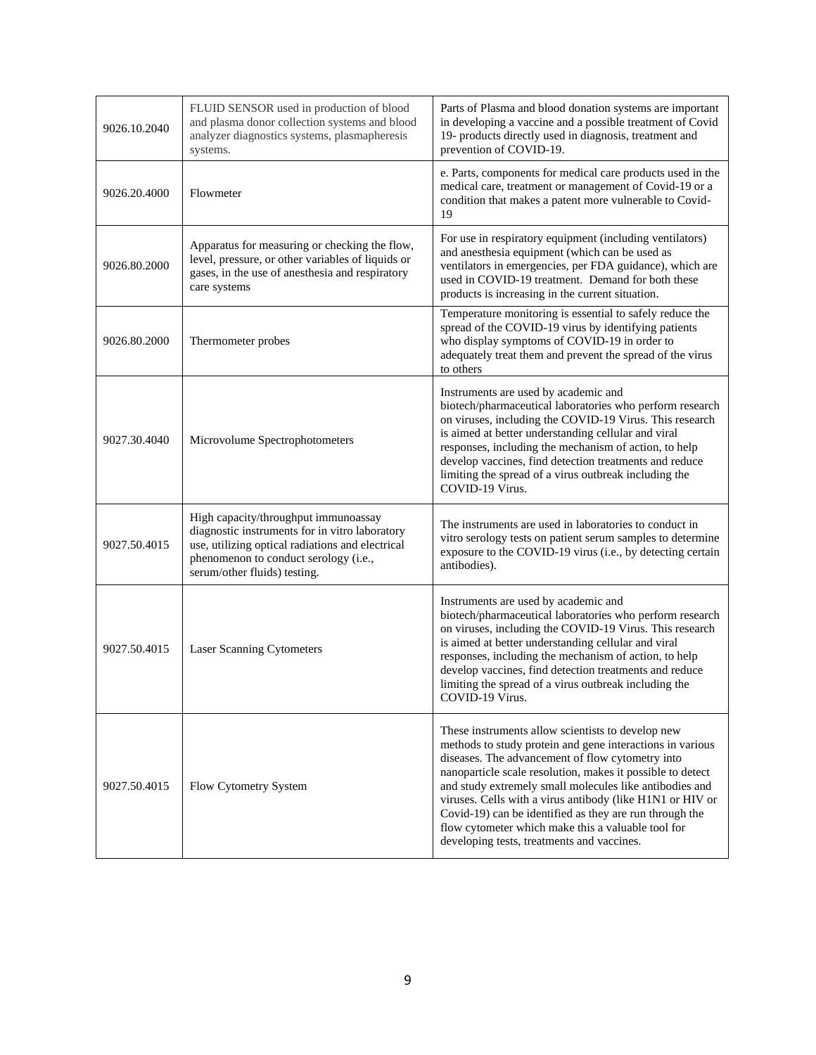| 9026.10.2040 | FLUID SENSOR used in production of blood and plasma donor collection systems and blood analyzer diagnostics systems, plasmapheresis systems. | Parts of Plasma and blood donation systems are important in developing a vaccine and a possible treatment of Covid 19- products directly used in diagnosis, treatment and prevention of COVID-19. |
|---|---|---|
| 9026.20.4000 | Flowmeter | e. Parts, components for medical care products used in the medical care, treatment or management of Covid-19 or a condition that makes a patent more vulnerable to Covid-19 |
| 9026.80.2000 | Apparatus for measuring or checking the flow, level, pressure, or other variables of liquids or gases, in the use of anesthesia and respiratory care systems | For use in respiratory equipment (including ventilators) and anesthesia equipment (which can be used as ventilators in emergencies, per FDA guidance), which are used in COVID-19 treatment. Demand for both these products is increasing in the current situation. |
| 9026.80.2000 | Thermometer probes | Temperature monitoring is essential to safely reduce the spread of the COVID-19 virus by identifying patients who display symptoms of COVID-19 in order to adequately treat them and prevent the spread of the virus to others |
| 9027.30.4040 | Microvolume Spectrophotometers | Instruments are used by academic and biotech/pharmaceutical laboratories who perform research on viruses, including the COVID-19 Virus. This research is aimed at better understanding cellular and viral responses, including the mechanism of action, to help develop vaccines, find detection treatments and reduce limiting the spread of a virus outbreak including the COVID-19 Virus. |
| 9027.50.4015 | High capacity/throughput immunoassay diagnostic instruments for in vitro laboratory use, utilizing optical radiations and electrical phenomenon to conduct serology (i.e., serum/other fluids) testing. | The instruments are used in laboratories to conduct in vitro serology tests on patient serum samples to determine exposure to the COVID-19 virus (i.e., by detecting certain antibodies). |
| 9027.50.4015 | Laser Scanning Cytometers | Instruments are used by academic and biotech/pharmaceutical laboratories who perform research on viruses, including the COVID-19 Virus. This research is aimed at better understanding cellular and viral responses, including the mechanism of action, to help develop vaccines, find detection treatments and reduce limiting the spread of a virus outbreak including the COVID-19 Virus. |
| 9027.50.4015 | Flow Cytometry System | These instruments allow scientists to develop new methods to study protein and gene interactions in various diseases. The advancement of flow cytometry into nanoparticle scale resolution, makes it possible to detect and study extremely small molecules like antibodies and viruses. Cells with a virus antibody (like H1N1 or HIV or Covid-19) can be identified as they are run through the flow cytometer which make this a valuable tool for developing tests, treatments and vaccines. |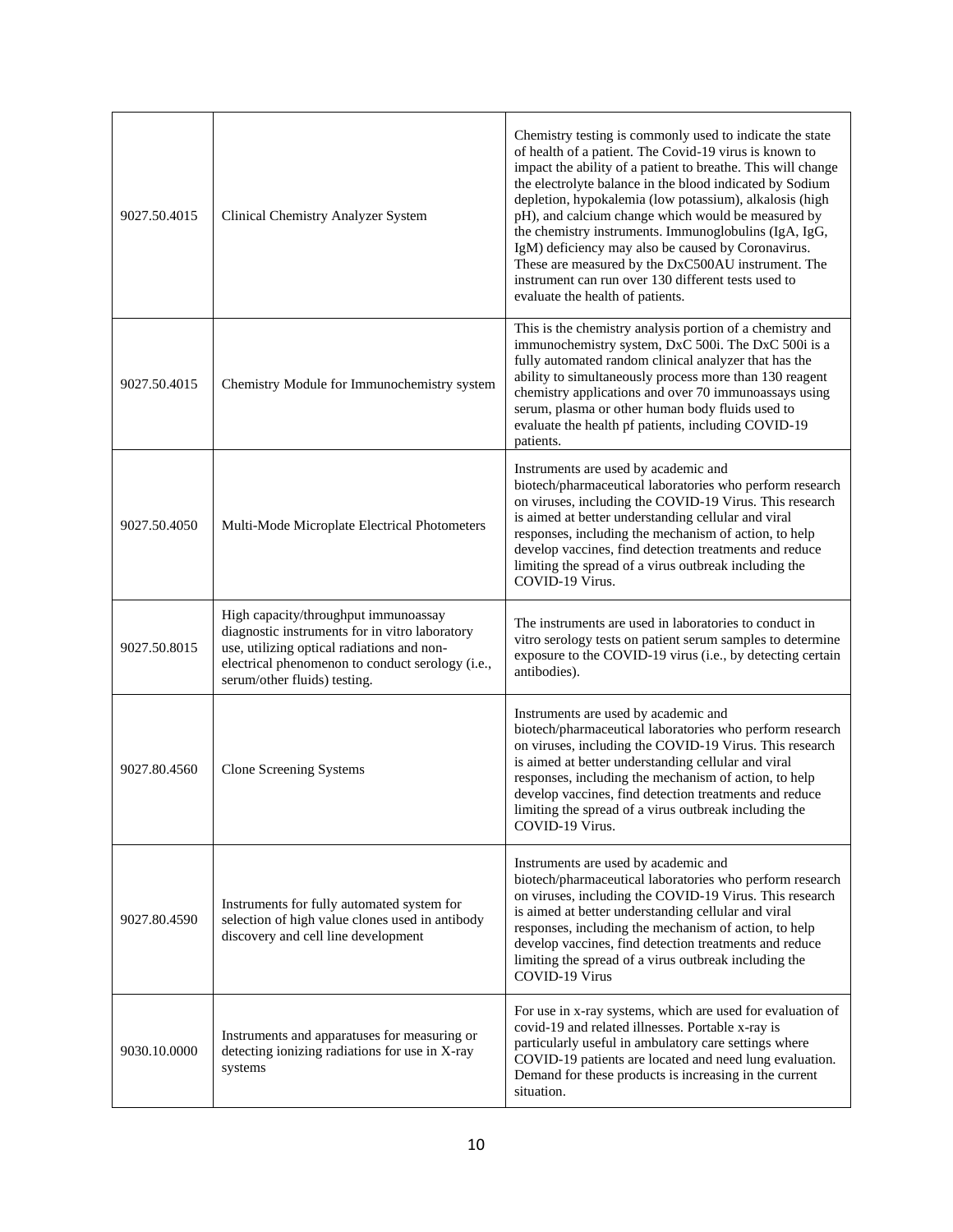| | | |
|---|---|---|
| 9027.50.4015 | Clinical Chemistry Analyzer System | Chemistry testing is commonly used to indicate the state of health of a patient. The Covid-19 virus is known to impact the ability of a patient to breathe. This will change the electrolyte balance in the blood indicated by Sodium depletion, hypokalemia (low potassium), alkalosis (high pH), and calcium change which would be measured by the chemistry instruments. Immunoglobulins (IgA, IgG, IgM) deficiency may also be caused by Coronavirus. These are measured by the DxC500AU instrument. The instrument can run over 130 different tests used to evaluate the health of patients. |
| 9027.50.4015 | Chemistry Module for Immunochemistry system | This is the chemistry analysis portion of a chemistry and immunochemistry system, DxC 500i. The DxC 500i is a fully automated random clinical analyzer that has the ability to simultaneously process more than 130 reagent chemistry applications and over 70 immunoassays using serum, plasma or other human body fluids used to evaluate the health pf of patients, including COVID-19 patients. |
| 9027.50.4050 | Multi-Mode Microplate Electrical Photometers | Instruments are used by academic and biotech/pharmaceutical laboratories who perform research on viruses, including the COVID-19 Virus. This research is aimed at better understanding cellular and viral responses, including the mechanism of action, to help develop vaccines, find detection treatments and reduce limiting the spread of a virus outbreak including the COVID-19 Virus. |
| 9027.50.8015 | High capacity/throughput immunoassay diagnostic instruments for in vitro laboratory use, utilizing optical radiations and non-electrical phenomenon to conduct serology (i.e., serum/other fluids) testing. | The instruments are used in laboratories to conduct in vitro serology tests on patient serum samples to determine exposure to the COVID-19 virus (i.e., by detecting certain antibodies). |
| 9027.80.4560 | Clone Screening Systems | Instruments are used by academic and biotech/pharmaceutical laboratories who perform research on viruses, including the COVID-19 Virus. This research is aimed at better understanding cellular and viral responses, including the mechanism of action, to help develop vaccines, find detection treatments and reduce limiting the spread of a virus outbreak including the COVID-19 Virus. |
| 9027.80.4590 | Instruments for fully automated system for selection of high value clones used in antibody discovery and cell line development | Instruments are used by academic and biotech/pharmaceutical laboratories who perform research on viruses, including the COVID-19 Virus. This research is aimed at better understanding cellular and viral responses, including the mechanism of action, to help develop vaccines, find detection treatments and reduce limiting the spread of a virus outbreak including the COVID-19 Virus |
| 9030.10.0000 | Instruments and apparatuses for measuring or detecting ionizing radiations for use in X-ray systems | For use in x-ray systems, which are used for evaluation of covid-19 and related illnesses. Portable x-ray is particularly useful in ambulatory care settings where COVID-19 patients are located and need lung evaluation. Demand for these products is increasing in the current situation. |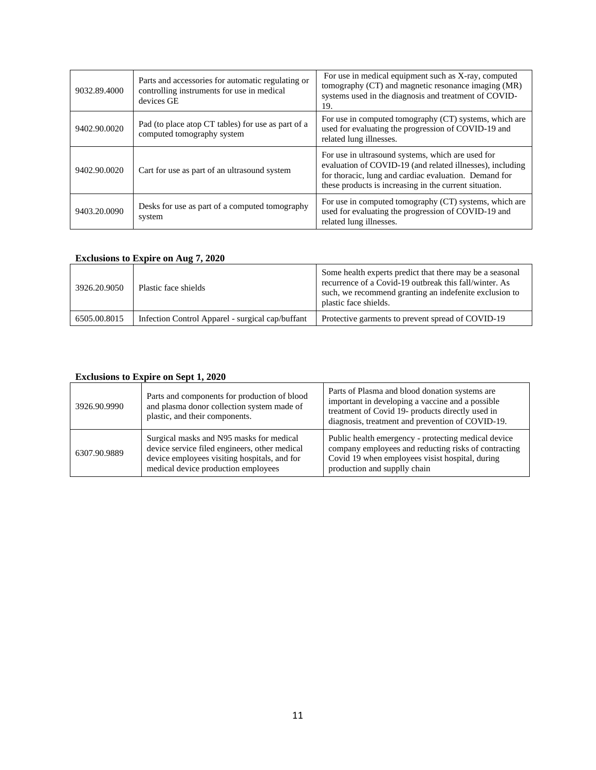| 9032.89.4000 | Parts and accessories for automatic regulating or controlling instruments for use in medical devices GE | For use in medical equipment such as X-ray, computed tomography (CT) and magnetic resonance imaging (MR) systems used in the diagnosis and treatment of COVID-19. |
|---|---|---|
| 9402.90.0020 | Pad (to place atop CT tables) for use as part of a computed tomography system | For use in computed tomography (CT) systems, which are used for evaluating the progression of COVID-19 and related lung illnesses. |
| 9402.90.0020 | Cart for use as part of an ultrasound system | For use in ultrasound systems, which are used for evaluation of COVID-19 (and related illnesses), including for thoracic, lung and cardiac evaluation. Demand for these products is increasing in the current situation. |
| 9403.20.0090 | Desks for use as part of a computed tomography system | For use in computed tomography (CT) systems, which are used for evaluating the progression of COVID-19 and related lung illnesses. |

**Exclusions to Expire on Aug 7, 2020**

| 3926.20.9050 | Plastic face shields | Some health experts predict that there may be a seasonal recurrence of a Covid-19 outbreak this fall/winter. As such, we recommend granting an indefenite exclusion to plastic face shields. |
|---|---|---|
| 6505.00.8015 | Infection Control Apparel - surgical cap/buffant | Protective garments to prevent spread of COVID-19 |

**Exclusions to Expire on Sept 1, 2020**

| 3926.90.9990 | Parts and components for production of blood and plasma donor collection system made of plastic, and their components. | Parts of Plasma and blood donation systems are important in developing a vaccine and a possible treatment of Covid 19- products directly used in diagnosis, treatment and prevention of COVID-19. |
|---|---|---|
| 6307.90.9889 | Surgical masks and N95 masks for medical device service filed engineers, other medical device employees visiting hospitals, and for medical device production employees | Public health emergency - protecting medical device company employees and reducting risks of contracting Covid 19 when employees visist hospital, during production and suppIly chain |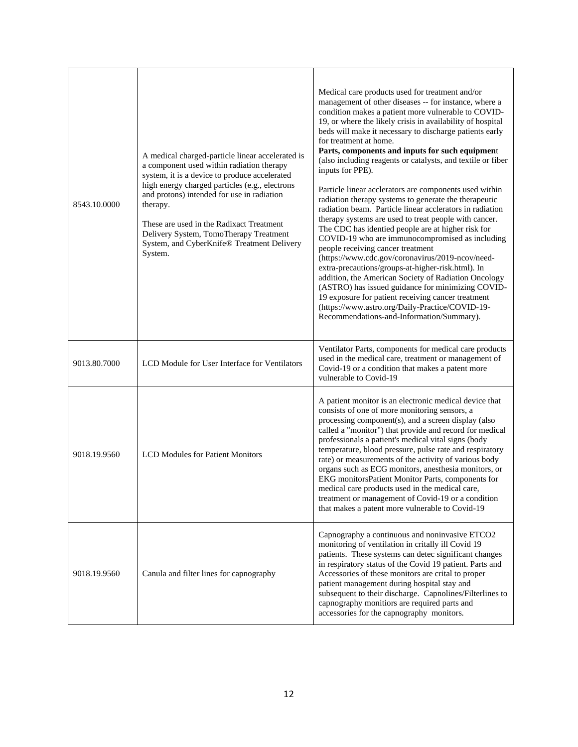| | | |
|---|---|---|
| 8543.10.0000 | A medical charged-particle linear accelerated is a component used within radiation therapy system, it is a device to produce accelerated high energy charged particles (e.g., electrons and protons) intended for use in radiation therapy.<br><br>These are used in the Radixact Treatment Delivery System, TomoTherapy Treatment System, and CyberKnife® Treatment Delivery System. | Medical care products used for treatment and/or management of other diseases -- for instance, where a condition makes a patient more vulnerable to COVID-19, or where the likely crisis in availability of hospital beds will make it necessary to discharge patients early for treatment at home.<br>**Parts, components and inputs for such equipmen**t (also including reagents or catalysts, and textile or fiber inputs for PPE).<br><br>Particle linear acclerators are components used within radiation therapy systems to generate the therapeutic radiation beam. Particle linear acclerators in radiation therapy systems are used to treat people with cancer. The CDC has identied people are at higher risk for COVID-19 who are immunocompromised as including people receiving cancer treatment (https://www.cdc.gov/coronavirus/2019-ncov/need-extra-precautions/groups-at-higher-risk.html). In addition, the American Society of Radiation Oncology (ASTRO) has issued guidance for minimizing COVID-19 exposure for patient receiving cancer treatment (https://www.astro.org/Daily-Practice/COVID-19-Recommendations-and-Information/Summary). |
| 9013.80.7000 | LCD Module for User Interface for Ventilators | Ventilator Parts, components for medical care products used in the medical care, treatment or management of Covid-19 or a condition that makes a patent more vulnerable to Covid-19 |
| 9018.19.9560 | LCD Modules for Patient Monitors | A patient monitor is an electronic medical device that consists of one of more monitoring sensors, a processing component(s), and a screen display (also called a "monitor") that provide and record for medical professionals a patient's medical vital signs (body temperature, blood pressure, pulse rate and respiratory rate) or measurements of the activity of various body organs such as ECG monitors, anesthesia monitors, or EKG monitorsPatient Monitor Parts, components for medical care products used in the medical care, treatment or management of Covid-19 or a condition that makes a patent more vulnerable to Covid-19 |
| 9018.19.9560 | Canula and filter lines for capnography | Capnography a continuous and noninvasive ETCO2 monitoring of ventilation in critally ill Covid 19 patients. These systems can detec significant changes in respiratory status of the Covid 19 patient. Parts and Accessories of these monitors are crital to proper patient management during hospital stay and subsequent to their discharge. Capnolines/Filterlines to capnography monitiors are required parts and accessories for the capnography monitors. |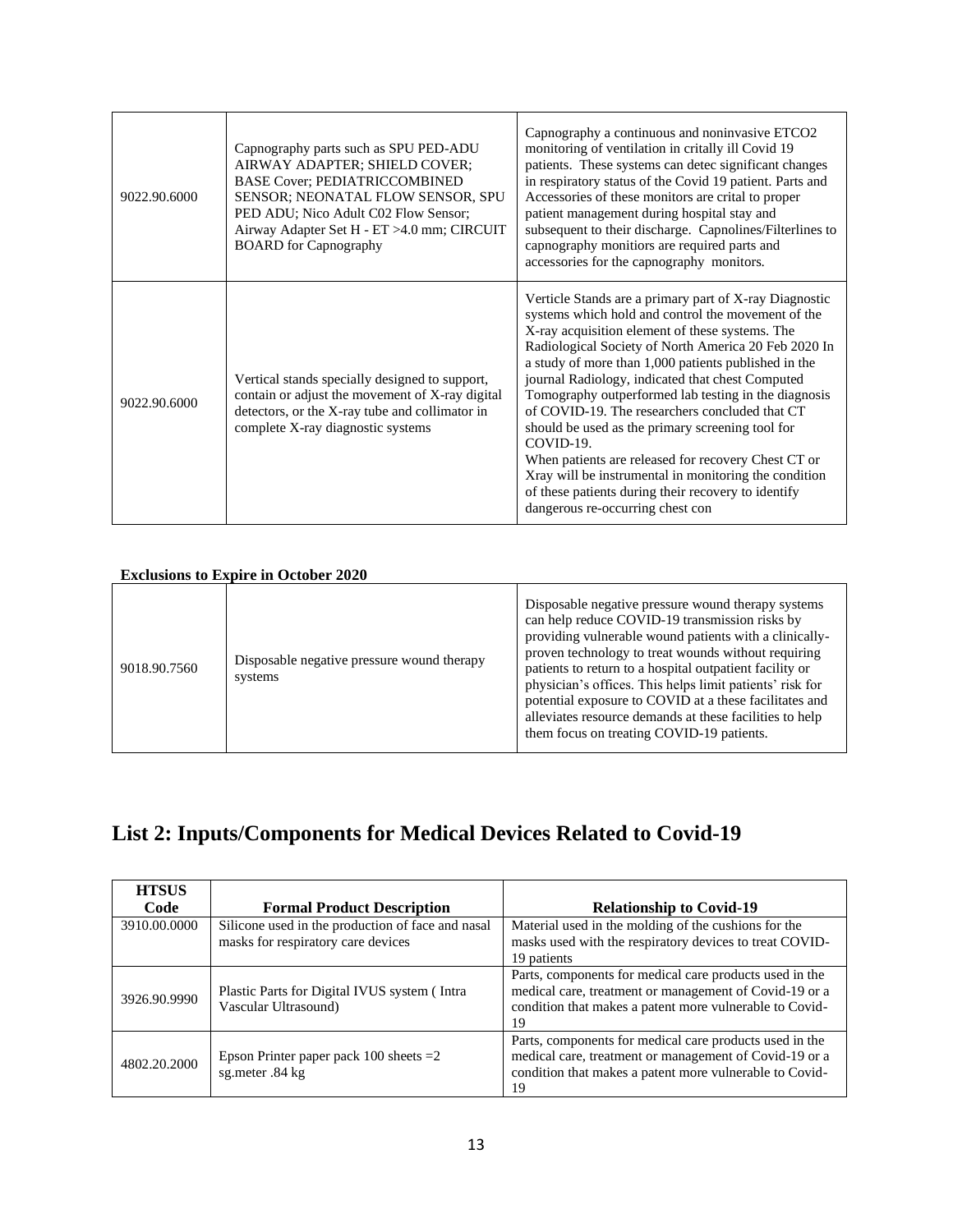| | | |
|---|---|---|
| 9022.90.6000 | Capnography parts such as SPU PED-ADU AIRWAY ADAPTER; SHIELD COVER; BASE Cover; PEDIATRICCOMBINED SENSOR; NEONATAL FLOW SENSOR, SPU PED ADU; Nico Adult C02 Flow Sensor; Airway Adapter Set H - ET >4.0 mm; CIRCUIT BOARD for Capnography | Capnography a continuous and noninvasive ETCO2 monitoring of ventilation in critally ill Covid 19 patients. These systems can detec significant changes in respiratory status of the Covid 19 patient. Parts and Accessories of these monitors are crital to proper patient management during hospital stay and subsequent to their discharge. Capnolines/Filterlines to capnography monitiors are required parts and accessories for the capnography monitors. |
| 9022.90.6000 | Vertical stands specially designed to support, contain or adjust the movement of X-ray digital detectors, or the X-ray tube and collimator in complete X-ray diagnostic systems | Verticle Stands are a primary part of X-ray Diagnostic systems which hold and control the movement of the X-ray acquisition element of these systems. The Radiological Society of North America 20 Feb 2020 In a study of more than 1,000 patients published in the journal Radiology, indicated that chest Computed Tomography outperformed lab testing in the diagnosis of COVID-19. The researchers concluded that CT should be used as the primary screening tool for COVID-19.<br>When patients are released for recovery Chest CT or Xray will be instrumental in monitoring the condition of these patients during their recovery to identify dangerous re-occurring chest con |

**Exclusions to Expire in October 2020**

| | | |
|---|---|---|
| 9018.90.7560 | Disposable negative pressure wound therapy systems | Disposable negative pressure wound therapy systems can help reduce COVID-19 transmission risks by providing vulnerable wound patients with a clinically-proven technology to treat wounds without requiring patients to return to a hospital outpatient facility or physician's offices. This helps limit patients' risk for potential exposure to COVID at a these facilitates and alleviates resource demands at these facilities to help them focus on treating COVID-19 patients. |

# List 2: Inputs/Components for Medical Devices Related to Covid-19

| HTSUS Code | Formal Product Description | Relationship to Covid-19 |
|---|---|---|
| 3910.00.0000 | Silicone used in the production of face and nasal masks for respiratory care devices | Material used in the molding of the cushions for the masks used with the respiratory devices to treat COVID-19 patients |
| 3926.90.9990 | Plastic Parts for Digital IVUS system ( Intra Vascular Ultrasound) | Parts, components for medical care products used in the medical care, treatment or management of Covid-19 or a condition that makes a patent more vulnerable to Covid-19 |
| 4802.20.2000 | Epson Printer paper pack 100 sheets =2 sg.meter .84 kg | Parts, components for medical care products used in the medical care, treatment or management of Covid-19 or a condition that makes a patent more vulnerable to Covid-19 |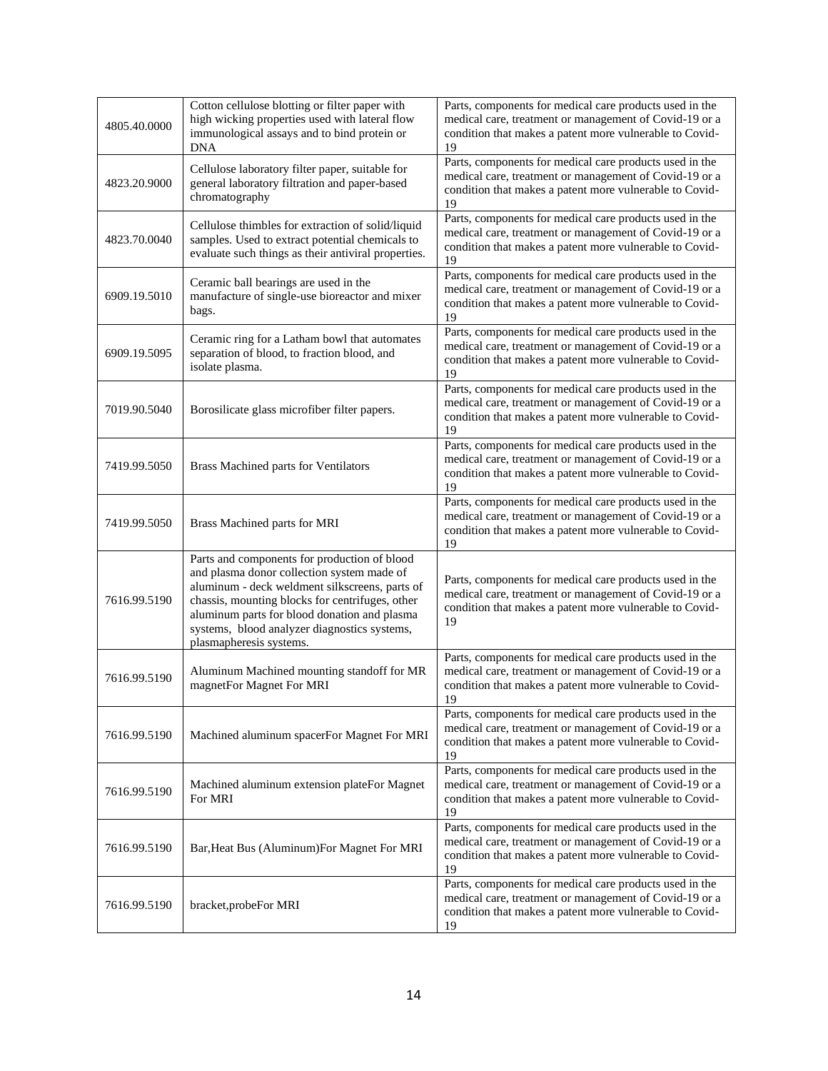| 4805.40.0000 | Cotton cellulose blotting or filter paper with high wicking properties used with lateral flow immunological assays and to bind protein or DNA | Parts, components for medical care products used in the medical care, treatment or management of Covid-19 or a condition that makes a patent more vulnerable to Covid-19 |
|---|---|---|
| 4823.20.9000 | Cellulose laboratory filter paper, suitable for general laboratory filtration and paper-based chromatography | Parts, components for medical care products used in the medical care, treatment or management of Covid-19 or a condition that makes a patent more vulnerable to Covid-19 |
| 4823.70.0040 | Cellulose thimbles for extraction of solid/liquid samples. Used to extract potential chemicals to evaluate such things as their antiviral properties. | Parts, components for medical care products used in the medical care, treatment or management of Covid-19 or a condition that makes a patent more vulnerable to Covid-19 |
| 6909.19.5010 | Ceramic ball bearings are used in the manufacture of single-use bioreactor and mixer bags. | Parts, components for medical care products used in the medical care, treatment or management of Covid-19 or a condition that makes a patent more vulnerable to Covid-19 |
| 6909.19.5095 | Ceramic ring for a Latham bowl that automates separation of blood, to fraction blood, and isolate plasma. | Parts, components for medical care products used in the medical care, treatment or management of Covid-19 or a condition that makes a patent more vulnerable to Covid-19 |
| 7019.90.5040 | Borosilicate glass microfiber filter papers. | Parts, components for medical care products used in the medical care, treatment or management of Covid-19 or a condition that makes a patent more vulnerable to Covid-19 |
| 7419.99.5050 | Brass Machined parts for Ventilators | Parts, components for medical care products used in the medical care, treatment or management of Covid-19 or a condition that makes a patent more vulnerable to Covid-19 |
| 7419.99.5050 | Brass Machined parts for MRI | Parts, components for medical care products used in the medical care, treatment or management of Covid-19 or a condition that makes a patent more vulnerable to Covid-19 |
| 7616.99.5190 | Parts and components for production of blood and plasma donor collection system made of aluminum - deck weldment silkscreens, parts of chassis, mounting blocks for centrifuges, other aluminum parts for blood donation and plasma systems, blood analyzer diagnostics systems, plasmapheresis systems. | Parts, components for medical care products used in the medical care, treatment or management of Covid-19 or a condition that makes a patent more vulnerable to Covid-19 |
| 7616.99.5190 | Aluminum Machined mounting standoff for MR magnetFor Magnet For MRI | Parts, components for medical care products used in the medical care, treatment or management of Covid-19 or a condition that makes a patent more vulnerable to Covid-19 |
| 7616.99.5190 | Machined aluminum spacerFor Magnet For MRI | Parts, components for medical care products used in the medical care, treatment or management of Covid-19 or a condition that makes a patent more vulnerable to Covid-19 |
| 7616.99.5190 | Machined aluminum extension plateFor Magnet For MRI | Parts, components for medical care products used in the medical care, treatment or management of Covid-19 or a condition that makes a patent more vulnerable to Covid-19 |
| 7616.99.5190 | Bar,Heat Bus (Aluminum)For Magnet For MRI | Parts, components for medical care products used in the medical care, treatment or management of Covid-19 or a condition that makes a patent more vulnerable to Covid-19 |
| 7616.99.5190 | bracket,probeFor MRI | Parts, components for medical care products used in the medical care, treatment or management of Covid-19 or a condition that makes a patent more vulnerable to Covid-19 |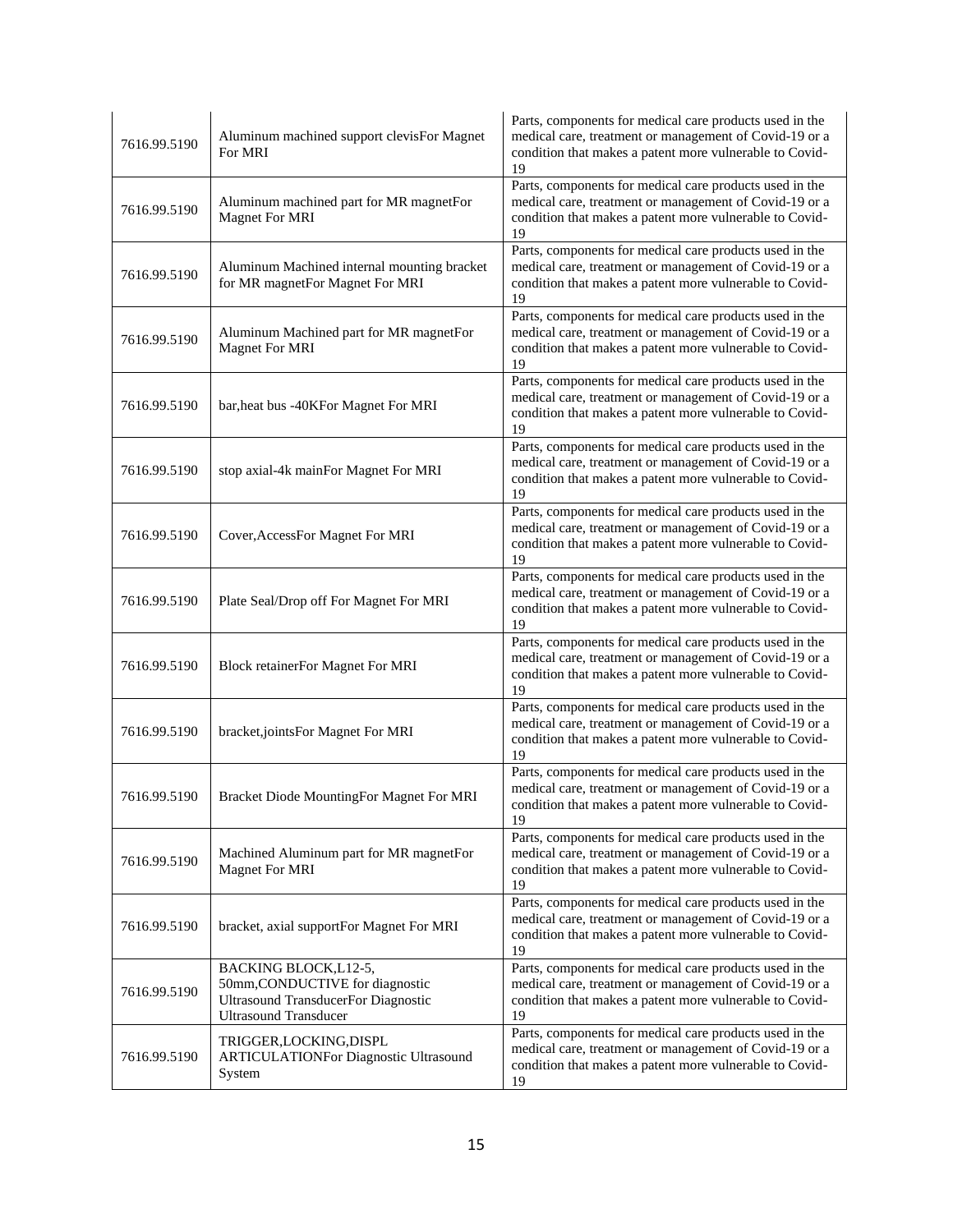| | | |
|---|---|---|
| 7616.99.5190 | Aluminum machined support clevisFor Magnet For MRI | Parts, components for medical care products used in the medical care, treatment or management of Covid-19 or a condition that makes a patent more vulnerable to Covid-19 |
| 7616.99.5190 | Aluminum machined part for MR magnetFor Magnet For MRI | Parts, components for medical care products used in the medical care, treatment or management of Covid-19 or a condition that makes a patent more vulnerable to Covid-19 |
| 7616.99.5190 | Aluminum Machined internal mounting bracket for MR magnetFor Magnet For MRI | Parts, components for medical care products used in the medical care, treatment or management of Covid-19 or a condition that makes a patent more vulnerable to Covid-19 |
| 7616.99.5190 | Aluminum Machined part for MR magnetFor Magnet For MRI | Parts, components for medical care products used in the medical care, treatment or management of Covid-19 or a condition that makes a patent more vulnerable to Covid-19 |
| 7616.99.5190 | bar,heat bus -40KFor Magnet For MRI | Parts, components for medical care products used in the medical care, treatment or management of Covid-19 or a condition that makes a patent more vulnerable to Covid-19 |
| 7616.99.5190 | stop axial-4k mainFor Magnet For MRI | Parts, components for medical care products used in the medical care, treatment or management of Covid-19 or a condition that makes a patent more vulnerable to Covid-19 |
| 7616.99.5190 | Cover,AccessFor Magnet For MRI | Parts, components for medical care products used in the medical care, treatment or management of Covid-19 or a condition that makes a patent more vulnerable to Covid-19 |
| 7616.99.5190 | Plate Seal/Drop off For Magnet For MRI | Parts, components for medical care products used in the medical care, treatment or management of Covid-19 or a condition that makes a patent more vulnerable to Covid-19 |
| 7616.99.5190 | Block retainerFor Magnet For MRI | Parts, components for medical care products used in the medical care, treatment or management of Covid-19 or a condition that makes a patent more vulnerable to Covid-19 |
| 7616.99.5190 | bracket,jointsFor Magnet For MRI | Parts, components for medical care products used in the medical care, treatment or management of Covid-19 or a condition that makes a patent more vulnerable to Covid-19 |
| 7616.99.5190 | Bracket Diode MountingFor Magnet For MRI | Parts, components for medical care products used in the medical care, treatment or management of Covid-19 or a condition that makes a patent more vulnerable to Covid-19 |
| 7616.99.5190 | Machined Aluminum part for MR magnetFor Magnet For MRI | Parts, components for medical care products used in the medical care, treatment or management of Covid-19 or a condition that makes a patent more vulnerable to Covid-19 |
| 7616.99.5190 | bracket, axial supportFor Magnet For MRI | Parts, components for medical care products used in the medical care, treatment or management of Covid-19 or a condition that makes a patent more vulnerable to Covid-19 |
| 7616.99.5190 | BACKING BLOCK,L12-5, 50mm,CONDUCTIVE for diagnostic Ultrasound TransducerFor Diagnostic Ultrasound Transducer | Parts, components for medical care products used in the medical care, treatment or management of Covid-19 or a condition that makes a patent more vulnerable to Covid-19 |
| 7616.99.5190 | TRIGGER,LOCKING,DISPL ARTICULATIONFor Diagnostic Ultrasound System | Parts, components for medical care products used in the medical care, treatment or management of Covid-19 or a condition that makes a patent more vulnerable to Covid-19 |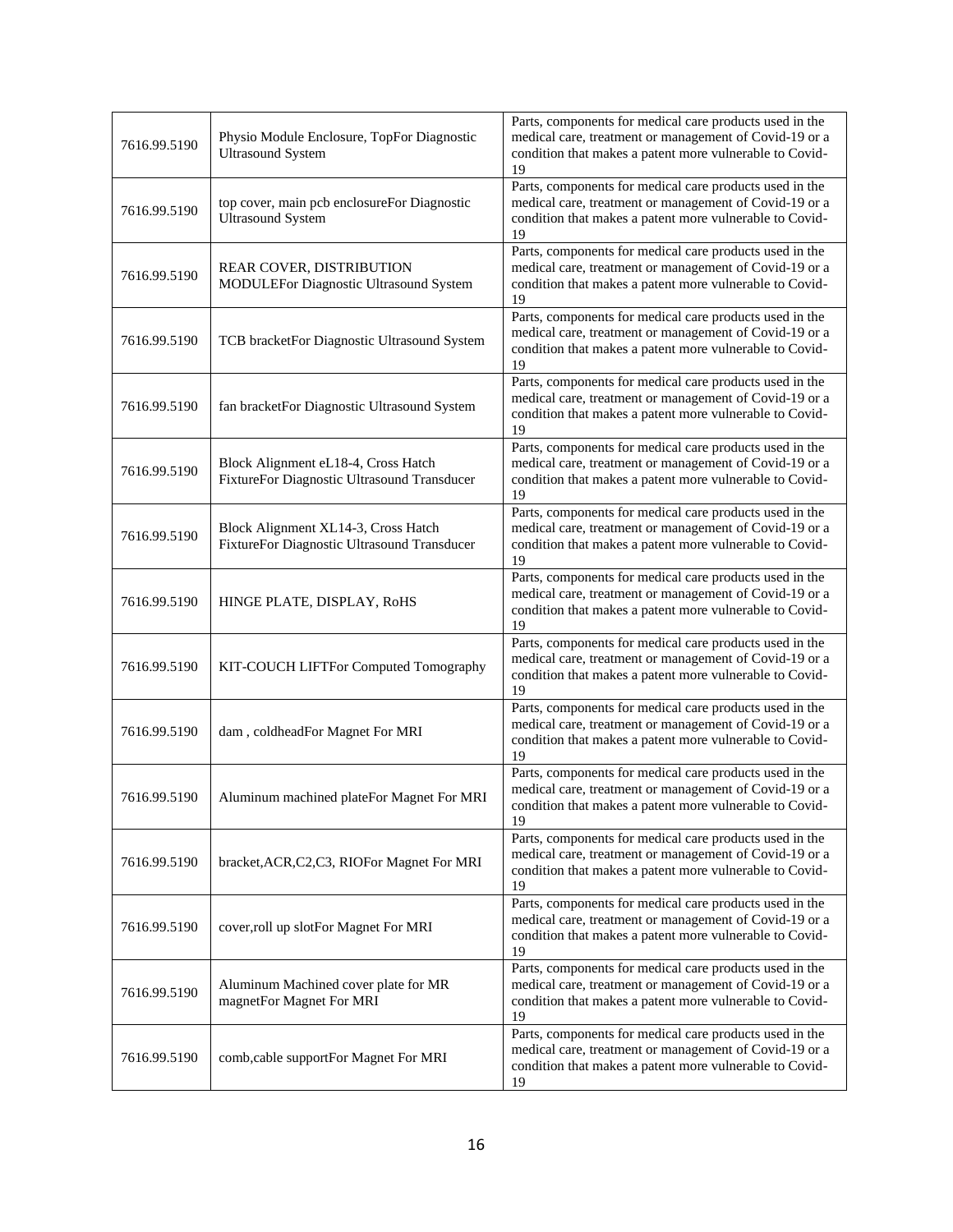| 7616.99.5190 | Physio Module Enclosure, TopFor Diagnostic Ultrasound System | Parts, components for medical care products used in the medical care, treatment or management of Covid-19 or a condition that makes a patent more vulnerable to Covid-19 |
|---|---|---|
| 7616.99.5190 | top cover, main pcb enclosureFor Diagnostic Ultrasound System | Parts, components for medical care products used in the medical care, treatment or management of Covid-19 or a condition that makes a patent more vulnerable to Covid-19 |
| 7616.99.5190 | REAR COVER, DISTRIBUTION MODULEFor Diagnostic Ultrasound System | Parts, components for medical care products used in the medical care, treatment or management of Covid-19 or a condition that makes a patent more vulnerable to Covid-19 |
| 7616.99.5190 | TCB bracketFor Diagnostic Ultrasound System | Parts, components for medical care products used in the medical care, treatment or management of Covid-19 or a condition that makes a patent more vulnerable to Covid-19 |
| 7616.99.5190 | fan bracketFor Diagnostic Ultrasound System | Parts, components for medical care products used in the medical care, treatment or management of Covid-19 or a condition that makes a patent more vulnerable to Covid-19 |
| 7616.99.5190 | Block Alignment eL18-4, Cross Hatch FixtureFor Diagnostic Ultrasound Transducer | Parts, components for medical care products used in the medical care, treatment or management of Covid-19 or a condition that makes a patent more vulnerable to Covid-19 |
| 7616.99.5190 | Block Alignment XL14-3, Cross Hatch FixtureFor Diagnostic Ultrasound Transducer | Parts, components for medical care products used in the medical care, treatment or management of Covid-19 or a condition that makes a patent more vulnerable to Covid-19 |
| 7616.99.5190 | HINGE PLATE, DISPLAY, RoHS | Parts, components for medical care products used in the medical care, treatment or management of Covid-19 or a condition that makes a patent more vulnerable to Covid-19 |
| 7616.99.5190 | KIT-COUCH LIFTFor Computed Tomography | Parts, components for medical care products used in the medical care, treatment or management of Covid-19 or a condition that makes a patent more vulnerable to Covid-19 |
| 7616.99.5190 | dam , coldheadFor Magnet For MRI | Parts, components for medical care products used in the medical care, treatment or management of Covid-19 or a condition that makes a patent more vulnerable to Covid-19 |
| 7616.99.5190 | Aluminum machined plateFor Magnet For MRI | Parts, components for medical care products used in the medical care, treatment or management of Covid-19 or a condition that makes a patent more vulnerable to Covid-19 |
| 7616.99.5190 | bracket,ACR,C2,C3, RIOFor Magnet For MRI | Parts, components for medical care products used in the medical care, treatment or management of Covid-19 or a condition that makes a patent more vulnerable to Covid-19 |
| 7616.99.5190 | cover,roll up slotFor Magnet For MRI | Parts, components for medical care products used in the medical care, treatment or management of Covid-19 or a condition that makes a patent more vulnerable to Covid-19 |
| 7616.99.5190 | Aluminum Machined cover plate for MR magnetFor Magnet For MRI | Parts, components for medical care products used in the medical care, treatment or management of Covid-19 or a condition that makes a patent more vulnerable to Covid-19 |
| 7616.99.5190 | comb,cable supportFor Magnet For MRI | Parts, components for medical care products used in the medical care, treatment or management of Covid-19 or a condition that makes a patent more vulnerable to Covid-19 |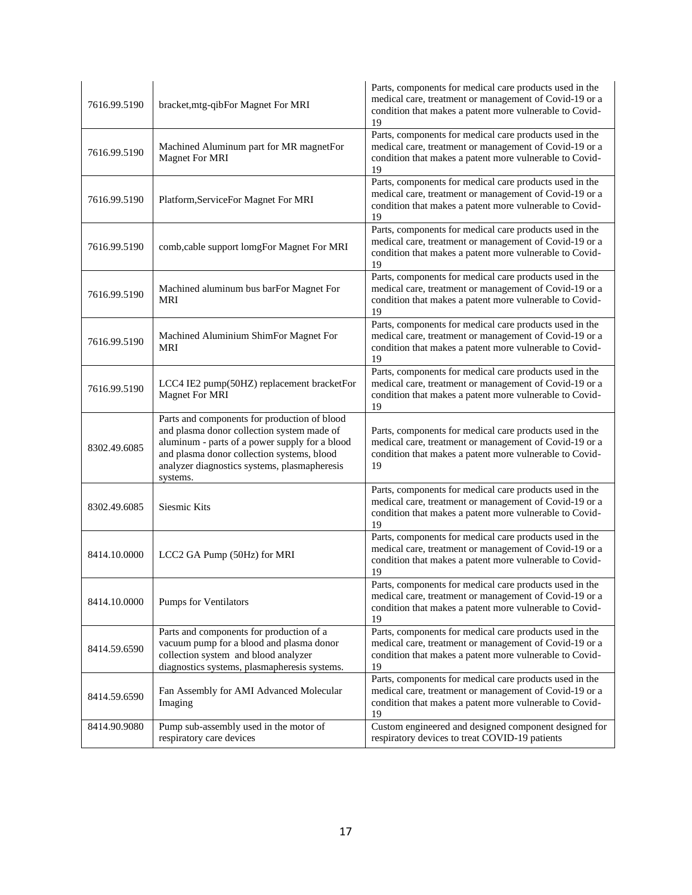| | | |
|---|---|---|
| 7616.99.5190 | bracket,mtg-qibFor Magnet For MRI | Parts, components for medical care products used in the medical care, treatment or management of Covid-19 or a condition that makes a patent more vulnerable to Covid-19 |
| 7616.99.5190 | Machined Aluminum part for MR magnetFor Magnet For MRI | Parts, components for medical care products used in the medical care, treatment or management of Covid-19 or a condition that makes a patent more vulnerable to Covid-19 |
| 7616.99.5190 | Platform,ServiceFor Magnet For MRI | Parts, components for medical care products used in the medical care, treatment or management of Covid-19 or a condition that makes a patent more vulnerable to Covid-19 |
| 7616.99.5190 | comb,cable support lomgFor Magnet For MRI | Parts, components for medical care products used in the medical care, treatment or management of Covid-19 or a condition that makes a patent more vulnerable to Covid-19 |
| 7616.99.5190 | Machined aluminum bus barFor Magnet For MRI | Parts, components for medical care products used in the medical care, treatment or management of Covid-19 or a condition that makes a patent more vulnerable to Covid-19 |
| 7616.99.5190 | Machined Aluminium ShimFor Magnet For MRI | Parts, components for medical care products used in the medical care, treatment or management of Covid-19 or a condition that makes a patent more vulnerable to Covid-19 |
| 7616.99.5190 | LCC4 IE2 pump(50HZ) replacement bracketFor Magnet For MRI | Parts, components for medical care products used in the medical care, treatment or management of Covid-19 or a condition that makes a patent more vulnerable to Covid-19 |
| 8302.49.6085 | Parts and components for production of blood and plasma donor collection system made of aluminum - parts of a power supply for a blood and plasma donor collection systems, blood analyzer diagnostics systems, plasmapheresis systems. | Parts, components for medical care products used in the medical care, treatment or management of Covid-19 or a condition that makes a patent more vulnerable to Covid-19 |
| 8302.49.6085 | Siesmic Kits | Parts, components for medical care products used in the medical care, treatment or management of Covid-19 or a condition that makes a patent more vulnerable to Covid-19 |
| 8414.10.0000 | LCC2 GA Pump (50Hz) for MRI | Parts, components for medical care products used in the medical care, treatment or management of Covid-19 or a condition that makes a patent more vulnerable to Covid-19 |
| 8414.10.0000 | Pumps for Ventilators | Parts, components for medical care products used in the medical care, treatment or management of Covid-19 or a condition that makes a patent more vulnerable to Covid-19 |
| 8414.59.6590 | Parts and components for production of a vacuum pump for a blood and plasma donor collection system and blood analyzer diagnostics systems, plasmapheresis systems. | Parts, components for medical care products used in the medical care, treatment or management of Covid-19 or a condition that makes a patent more vulnerable to Covid-19 |
| 8414.59.6590 | Fan Assembly for AMI Advanced Molecular Imaging | Parts, components for medical care products used in the medical care, treatment or management of Covid-19 or a condition that makes a patent more vulnerable to Covid-19 |
| 8414.90.9080 | Pump sub-assembly used in the motor of respiratory care devices | Custom engineered and designed component designed for respiratory devices to treat COVID-19 patients |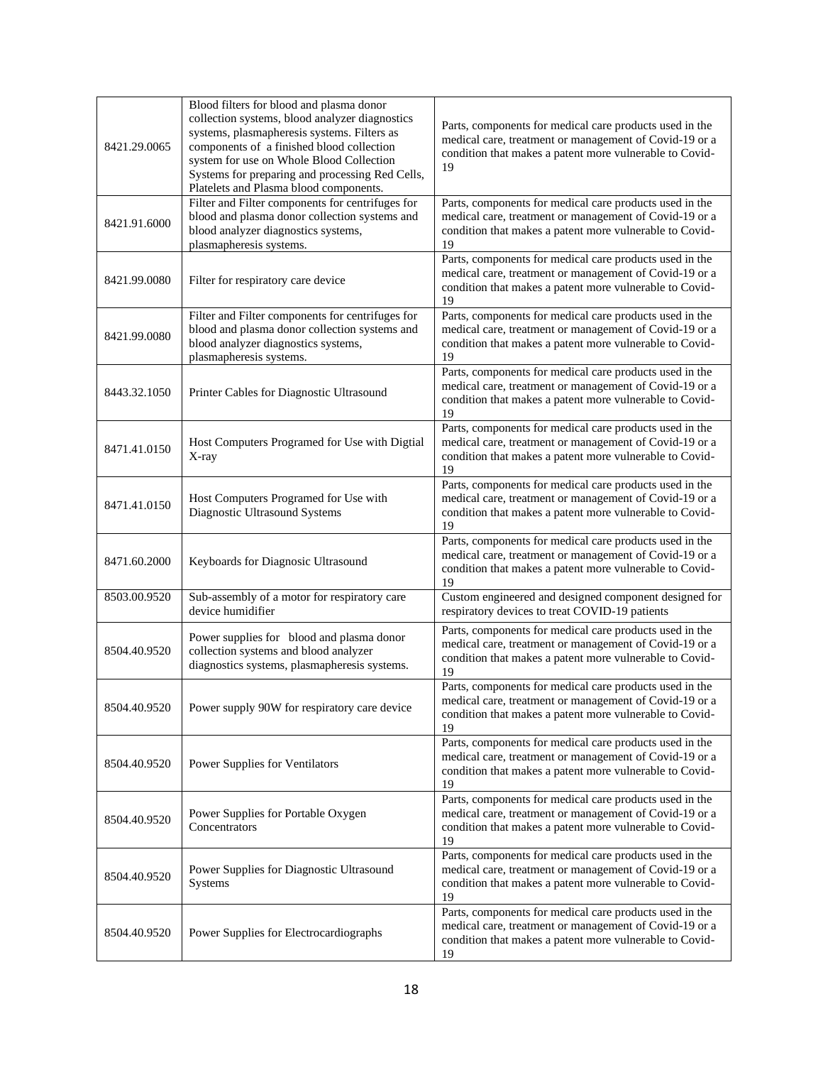| | | |
|---|---|---|
| 8421.29.0065 | Blood filters for blood and plasma donor collection systems, blood analyzer diagnostics systems, plasmapheresis systems. Filters as components of a finished blood collection system for use on Whole Blood Collection Systems for preparing and processing Red Cells, Platelets and Plasma blood components. | Parts, components for medical care products used in the medical care, treatment or management of Covid-19 or a condition that makes a patent more vulnerable to Covid-19 |
| 8421.91.6000 | Filter and Filter components for centrifuges for blood and plasma donor collection systems and blood analyzer diagnostics systems, plasmapheresis systems. | Parts, components for medical care products used in the medical care, treatment or management of Covid-19 or a condition that makes a patent more vulnerable to Covid-19 |
| 8421.99.0080 | Filter for respiratory care device | Parts, components for medical care products used in the medical care, treatment or management of Covid-19 or a condition that makes a patent more vulnerable to Covid-19 |
| 8421.99.0080 | Filter and Filter components for centrifuges for blood and plasma donor collection systems and blood analyzer diagnostics systems, plasmapheresis systems. | Parts, components for medical care products used in the medical care, treatment or management of Covid-19 or a condition that makes a patent more vulnerable to Covid-19 |
| 8443.32.1050 | Printer Cables for Diagnostic Ultrasound | Parts, components for medical care products used in the medical care, treatment or management of Covid-19 or a condition that makes a patent more vulnerable to Covid-19 |
| 8471.41.0150 | Host Computers Programed for Use with Digtial X-ray | Parts, components for medical care products used in the medical care, treatment or management of Covid-19 or a condition that makes a patent more vulnerable to Covid-19 |
| 8471.41.0150 | Host Computers Programed for Use with Diagnostic Ultrasound Systems | Parts, components for medical care products used in the medical care, treatment or management of Covid-19 or a condition that makes a patent more vulnerable to Covid-19 |
| 8471.60.2000 | Keyboards for Diagnosic Ultrasound | Parts, components for medical care products used in the medical care, treatment or management of Covid-19 or a condition that makes a patent more vulnerable to Covid-19 |
| 8503.00.9520 | Sub-assembly of a motor for respiratory care device humidifier | Custom engineered and designed component designed for respiratory devices to treat COVID-19 patients |
| 8504.40.9520 | Power supplies for blood and plasma donor collection systems and blood analyzer diagnostics systems, plasmapheresis systems. | Parts, components for medical care products used in the medical care, treatment or management of Covid-19 or a condition that makes a patent more vulnerable to Covid-19 |
| 8504.40.9520 | Power supply 90W for respiratory care device | Parts, components for medical care products used in the medical care, treatment or management of Covid-19 or a condition that makes a patent more vulnerable to Covid-19 |
| 8504.40.9520 | Power Supplies for Ventilators | Parts, components for medical care products used in the medical care, treatment or management of Covid-19 or a condition that makes a patent more vulnerable to Covid-19 |
| 8504.40.9520 | Power Supplies for Portable Oxygen Concentrators | Parts, components for medical care products used in the medical care, treatment or management of Covid-19 or a condition that makes a patent more vulnerable to Covid-19 |
| 8504.40.9520 | Power Supplies for Diagnostic Ultrasound Systems | Parts, components for medical care products used in the medical care, treatment or management of Covid-19 or a condition that makes a patent more vulnerable to Covid-19 |
| 8504.40.9520 | Power Supplies for Electrocardiographs | Parts, components for medical care products used in the medical care, treatment or management of Covid-19 or a condition that makes a patent more vulnerable to Covid-19 |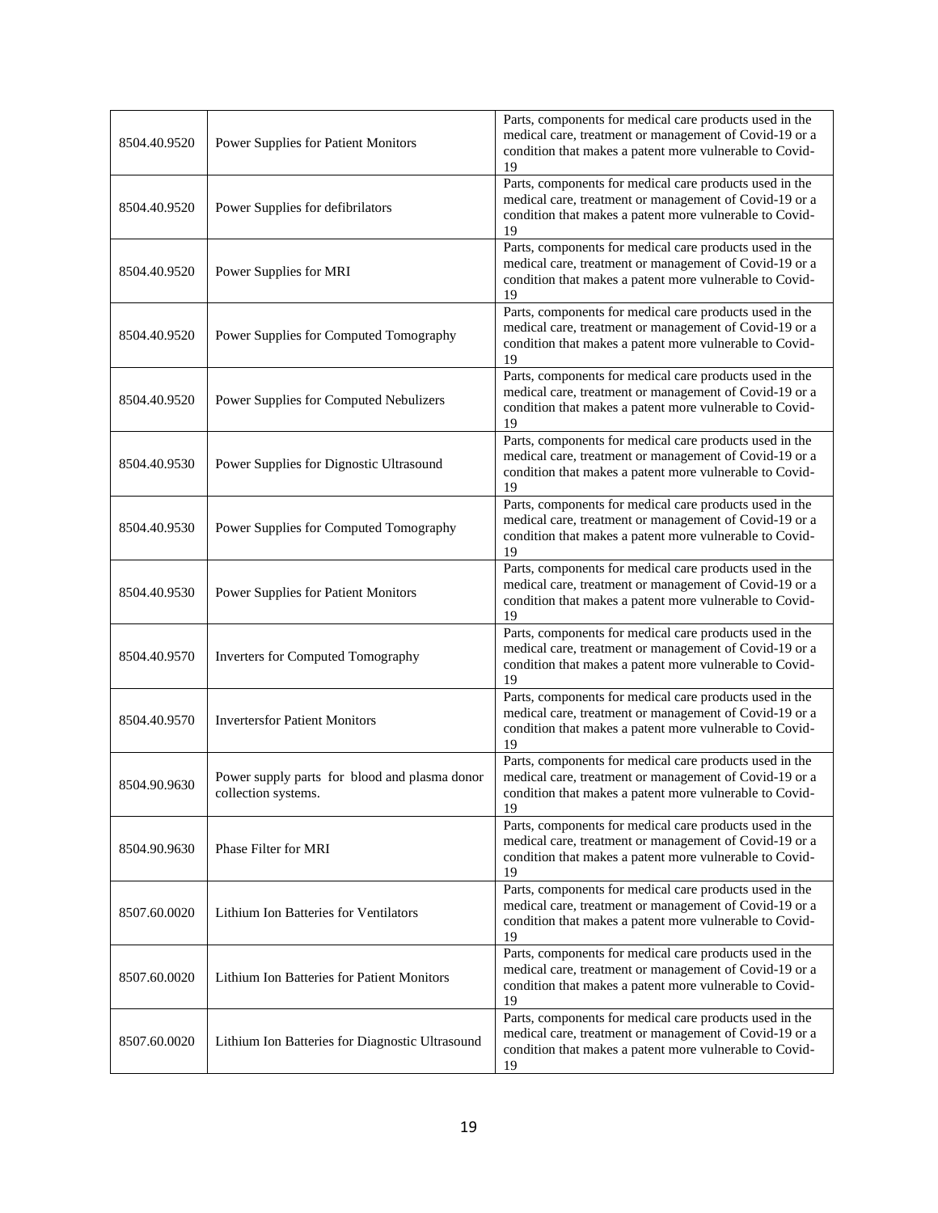| | | |
|---|---|---|
| 8504.40.9520 | Power Supplies for Patient Monitors | Parts, components for medical care products used in the medical care, treatment or management of Covid-19 or a condition that makes a patent more vulnerable to Covid-19 |
| 8504.40.9520 | Power Supplies for defibrilators | Parts, components for medical care products used in the medical care, treatment or management of Covid-19 or a condition that makes a patent more vulnerable to Covid-19 |
| 8504.40.9520 | Power Supplies for MRI | Parts, components for medical care products used in the medical care, treatment or management of Covid-19 or a condition that makes a patent more vulnerable to Covid-19 |
| 8504.40.9520 | Power Supplies for Computed Tomography | Parts, components for medical care products used in the medical care, treatment or management of Covid-19 or a condition that makes a patent more vulnerable to Covid-19 |
| 8504.40.9520 | Power Supplies for Computed Nebulizers | Parts, components for medical care products used in the medical care, treatment or management of Covid-19 or a condition that makes a patent more vulnerable to Covid-19 |
| 8504.40.9530 | Power Supplies for Dignostic Ultrasound | Parts, components for medical care products used in the medical care, treatment or management of Covid-19 or a condition that makes a patent more vulnerable to Covid-19 |
| 8504.40.9530 | Power Supplies for Computed Tomography | Parts, components for medical care products used in the medical care, treatment or management of Covid-19 or a condition that makes a patent more vulnerable to Covid-19 |
| 8504.40.9530 | Power Supplies for Patient Monitors | Parts, components for medical care products used in the medical care, treatment or management of Covid-19 or a condition that makes a patent more vulnerable to Covid-19 |
| 8504.40.9570 | Inverters for Computed Tomography | Parts, components for medical care products used in the medical care, treatment or management of Covid-19 or a condition that makes a patent more vulnerable to Covid-19 |
| 8504.40.9570 | Invertersfor Patient Monitors | Parts, components for medical care products used in the medical care, treatment or management of Covid-19 or a condition that makes a patent more vulnerable to Covid-19 |
| 8504.90.9630 | Power supply parts for blood and plasma donor collection systems. | Parts, components for medical care products used in the medical care, treatment or management of Covid-19 or a condition that makes a patent more vulnerable to Covid-19 |
| 8504.90.9630 | Phase Filter for MRI | Parts, components for medical care products used in the medical care, treatment or management of Covid-19 or a condition that makes a patent more vulnerable to Covid-19 |
| 8507.60.0020 | Lithium Ion Batteries for Ventilators | Parts, components for medical care products used in the medical care, treatment or management of Covid-19 or a condition that makes a patent more vulnerable to Covid-19 |
| 8507.60.0020 | Lithium Ion Batteries for Patient Monitors | Parts, components for medical care products used in the medical care, treatment or management of Covid-19 or a condition that makes a patent more vulnerable to Covid-19 |
| 8507.60.0020 | Lithium Ion Batteries for Diagnostic Ultrasound | Parts, components for medical care products used in the medical care, treatment or management of Covid-19 or a condition that makes a patent more vulnerable to Covid-19 |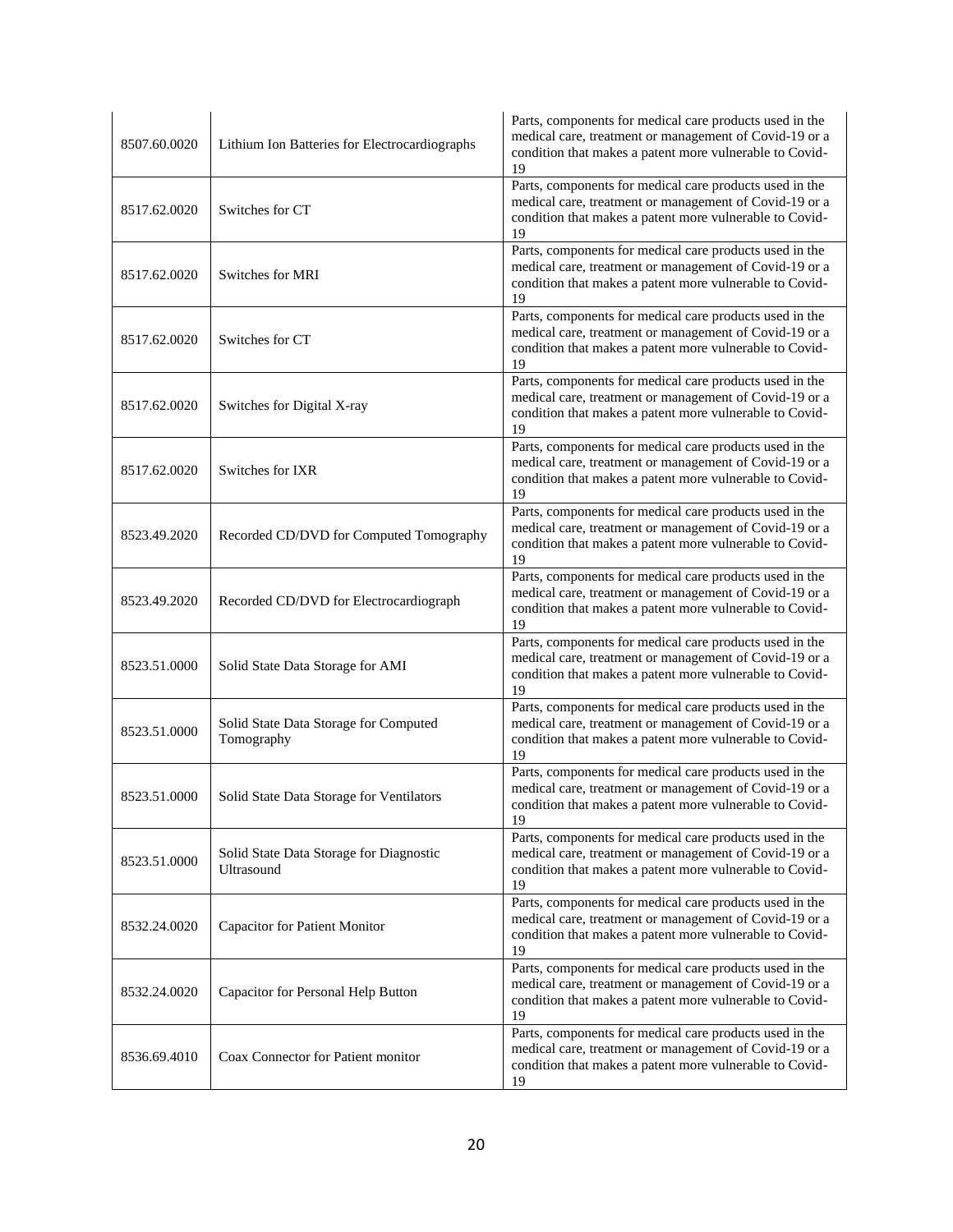| | | |
|---|---|---|
| 8507.60.0020 | Lithium Ion Batteries for Electrocardiographs | Parts, components for medical care products used in the medical care, treatment or management of Covid-19 or a condition that makes a patent more vulnerable to Covid-19 |
| 8517.62.0020 | Switches for CT | Parts, components for medical care products used in the medical care, treatment or management of Covid-19 or a condition that makes a patent more vulnerable to Covid-19 |
| 8517.62.0020 | Switches for MRI | Parts, components for medical care products used in the medical care, treatment or management of Covid-19 or a condition that makes a patent more vulnerable to Covid-19 |
| 8517.62.0020 | Switches for CT | Parts, components for medical care products used in the medical care, treatment or management of Covid-19 or a condition that makes a patent more vulnerable to Covid-19 |
| 8517.62.0020 | Switches for Digital X-ray | Parts, components for medical care products used in the medical care, treatment or management of Covid-19 or a condition that makes a patent more vulnerable to Covid-19 |
| 8517.62.0020 | Switches for IXR | Parts, components for medical care products used in the medical care, treatment or management of Covid-19 or a condition that makes a patent more vulnerable to Covid-19 |
| 8523.49.2020 | Recorded CD/DVD for Computed Tomography | Parts, components for medical care products used in the medical care, treatment or management of Covid-19 or a condition that makes a patent more vulnerable to Covid-19 |
| 8523.49.2020 | Recorded CD/DVD for Electrocardiograph | Parts, components for medical care products used in the medical care, treatment or management of Covid-19 or a condition that makes a patent more vulnerable to Covid-19 |
| 8523.51.0000 | Solid State Data Storage for AMI | Parts, components for medical care products used in the medical care, treatment or management of Covid-19 or a condition that makes a patent more vulnerable to Covid-19 |
| 8523.51.0000 | Solid State Data Storage for Computed Tomography | Parts, components for medical care products used in the medical care, treatment or management of Covid-19 or a condition that makes a patent more vulnerable to Covid-19 |
| 8523.51.0000 | Solid State Data Storage for Ventilators | Parts, components for medical care products used in the medical care, treatment or management of Covid-19 or a condition that makes a patent more vulnerable to Covid-19 |
| 8523.51.0000 | Solid State Data Storage for Diagnostic Ultrasound | Parts, components for medical care products used in the medical care, treatment or management of Covid-19 or a condition that makes a patent more vulnerable to Covid-19 |
| 8532.24.0020 | Capacitor for Patient Monitor | Parts, components for medical care products used in the medical care, treatment or management of Covid-19 or a condition that makes a patent more vulnerable to Covid-19 |
| 8532.24.0020 | Capacitor for Personal Help Button | Parts, components for medical care products used in the medical care, treatment or management of Covid-19 or a condition that makes a patent more vulnerable to Covid-19 |
| 8536.69.4010 | Coax Connector for Patient monitor | Parts, components for medical care products used in the medical care, treatment or management of Covid-19 or a condition that makes a patent more vulnerable to Covid-19 |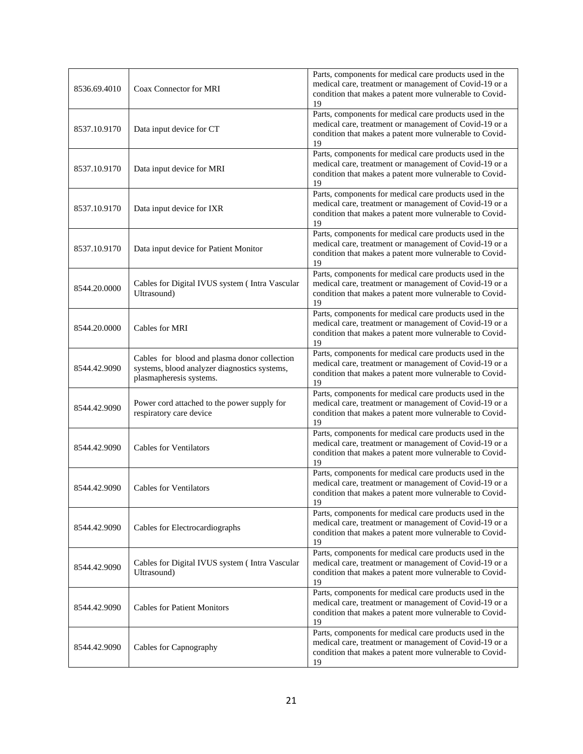| | | |
|---|---|---|
| 8536.69.4010 | Coax Connector for MRI | Parts, components for medical care products used in the medical care, treatment or management of Covid-19 or a condition that makes a patent more vulnerable to Covid-19 |
| 8537.10.9170 | Data input device for CT | Parts, components for medical care products used in the medical care, treatment or management of Covid-19 or a condition that makes a patent more vulnerable to Covid-19 |
| 8537.10.9170 | Data input device for MRI | Parts, components for medical care products used in the medical care, treatment or management of Covid-19 or a condition that makes a patent more vulnerable to Covid-19 |
| 8537.10.9170 | Data input device for IXR | Parts, components for medical care products used in the medical care, treatment or management of Covid-19 or a condition that makes a patent more vulnerable to Covid-19 |
| 8537.10.9170 | Data input device for Patient Monitor | Parts, components for medical care products used in the medical care, treatment or management of Covid-19 or a condition that makes a patent more vulnerable to Covid-19 |
| 8544.20.0000 | Cables for Digital IVUS system ( Intra Vascular Ultrasound) | Parts, components for medical care products used in the medical care, treatment or management of Covid-19 or a condition that makes a patent more vulnerable to Covid-19 |
| 8544.20.0000 | Cables for MRI | Parts, components for medical care products used in the medical care, treatment or management of Covid-19 or a condition that makes a patent more vulnerable to Covid-19 |
| 8544.42.9090 | Cables for blood and plasma donor collection systems, blood analyzer diagnostics systems, plasmapheresis systems. | Parts, components for medical care products used in the medical care, treatment or management of Covid-19 or a condition that makes a patent more vulnerable to Covid-19 |
| 8544.42.9090 | Power cord attached to the power supply for respiratory care device | Parts, components for medical care products used in the medical care, treatment or management of Covid-19 or a condition that makes a patent more vulnerable to Covid-19 |
| 8544.42.9090 | Cables for Ventilators | Parts, components for medical care products used in the medical care, treatment or management of Covid-19 or a condition that makes a patent more vulnerable to Covid-19 |
| 8544.42.9090 | Cables for Ventilators | Parts, components for medical care products used in the medical care, treatment or management of Covid-19 or a condition that makes a patent more vulnerable to Covid-19 |
| 8544.42.9090 | Cables for Electrocardiographs | Parts, components for medical care products used in the medical care, treatment or management of Covid-19 or a condition that makes a patent more vulnerable to Covid-19 |
| 8544.42.9090 | Cables for Digital IVUS system ( Intra Vascular Ultrasound) | Parts, components for medical care products used in the medical care, treatment or management of Covid-19 or a condition that makes a patent more vulnerable to Covid-19 |
| 8544.42.9090 | Cables for Patient Monitors | Parts, components for medical care products used in the medical care, treatment or management of Covid-19 or a condition that makes a patent more vulnerable to Covid-19 |
| 8544.42.9090 | Cables for Capnography | Parts, components for medical care products used in the medical care, treatment or management of Covid-19 or a condition that makes a patent more vulnerable to Covid-19 |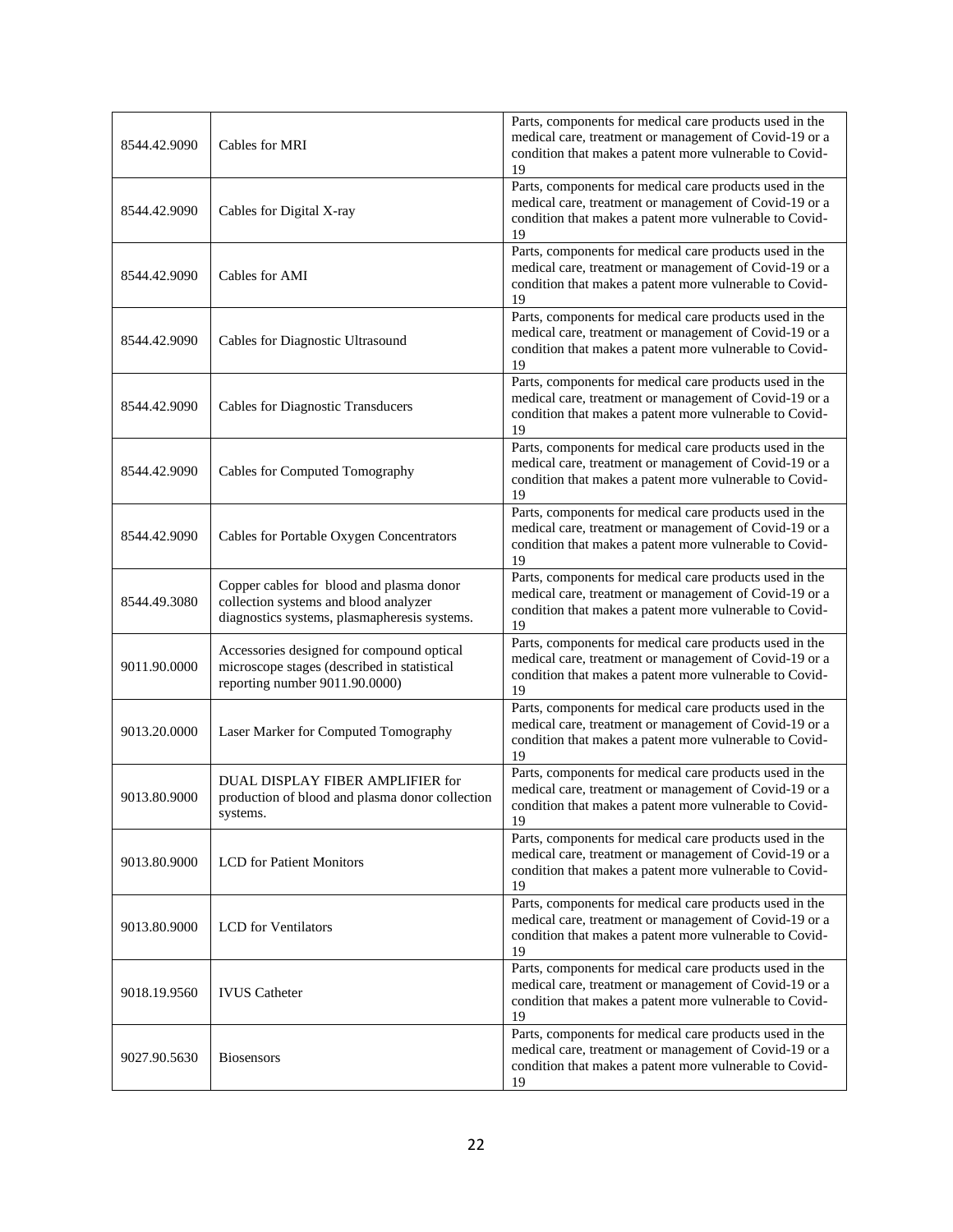| | | |
|---|---|---|
| 8544.42.9090 | Cables for MRI | Parts, components for medical care products used in the medical care, treatment or management of Covid-19 or a condition that makes a patent more vulnerable to Covid-19 |
| 8544.42.9090 | Cables for Digital X-ray | Parts, components for medical care products used in the medical care, treatment or management of Covid-19 or a condition that makes a patent more vulnerable to Covid-19 |
| 8544.42.9090 | Cables for AMI | Parts, components for medical care products used in the medical care, treatment or management of Covid-19 or a condition that makes a patent more vulnerable to Covid-19 |
| 8544.42.9090 | Cables for Diagnostic Ultrasound | Parts, components for medical care products used in the medical care, treatment or management of Covid-19 or a condition that makes a patent more vulnerable to Covid-19 |
| 8544.42.9090 | Cables for Diagnostic Transducers | Parts, components for medical care products used in the medical care, treatment or management of Covid-19 or a condition that makes a patent more vulnerable to Covid-19 |
| 8544.42.9090 | Cables for Computed Tomography | Parts, components for medical care products used in the medical care, treatment or management of Covid-19 or a condition that makes a patent more vulnerable to Covid-19 |
| 8544.42.9090 | Cables for Portable Oxygen Concentrators | Parts, components for medical care products used in the medical care, treatment or management of Covid-19 or a condition that makes a patent more vulnerable to Covid-19 |
| 8544.49.3080 | Copper cables for blood and plasma donor collection systems and blood analyzer diagnostics systems, plasmapheresis systems. | Parts, components for medical care products used in the medical care, treatment or management of Covid-19 or a condition that makes a patent more vulnerable to Covid-19 |
| 9011.90.0000 | Accessories designed for compound optical microscope stages (described in statistical reporting number 9011.90.0000) | Parts, components for medical care products used in the medical care, treatment or management of Covid-19 or a condition that makes a patent more vulnerable to Covid-19 |
| 9013.20.0000 | Laser Marker for Computed Tomography | Parts, components for medical care products used in the medical care, treatment or management of Covid-19 or a condition that makes a patent more vulnerable to Covid-19 |
| 9013.80.9000 | DUAL DISPLAY FIBER AMPLIFIER for production of blood and plasma donor collection systems. | Parts, components for medical care products used in the medical care, treatment or management of Covid-19 or a condition that makes a patent more vulnerable to Covid-19 |
| 9013.80.9000 | LCD for Patient Monitors | Parts, components for medical care products used in the medical care, treatment or management of Covid-19 or a condition that makes a patent more vulnerable to Covid-19 |
| 9013.80.9000 | LCD for Ventilators | Parts, components for medical care products used in the medical care, treatment or management of Covid-19 or a condition that makes a patent more vulnerable to Covid-19 |
| 9018.19.9560 | IVUS Catheter | Parts, components for medical care products used in the medical care, treatment or management of Covid-19 or a condition that makes a patent more vulnerable to Covid-19 |
| 9027.90.5630 | Biosensors | Parts, components for medical care products used in the medical care, treatment or management of Covid-19 or a condition that makes a patent more vulnerable to Covid-19 |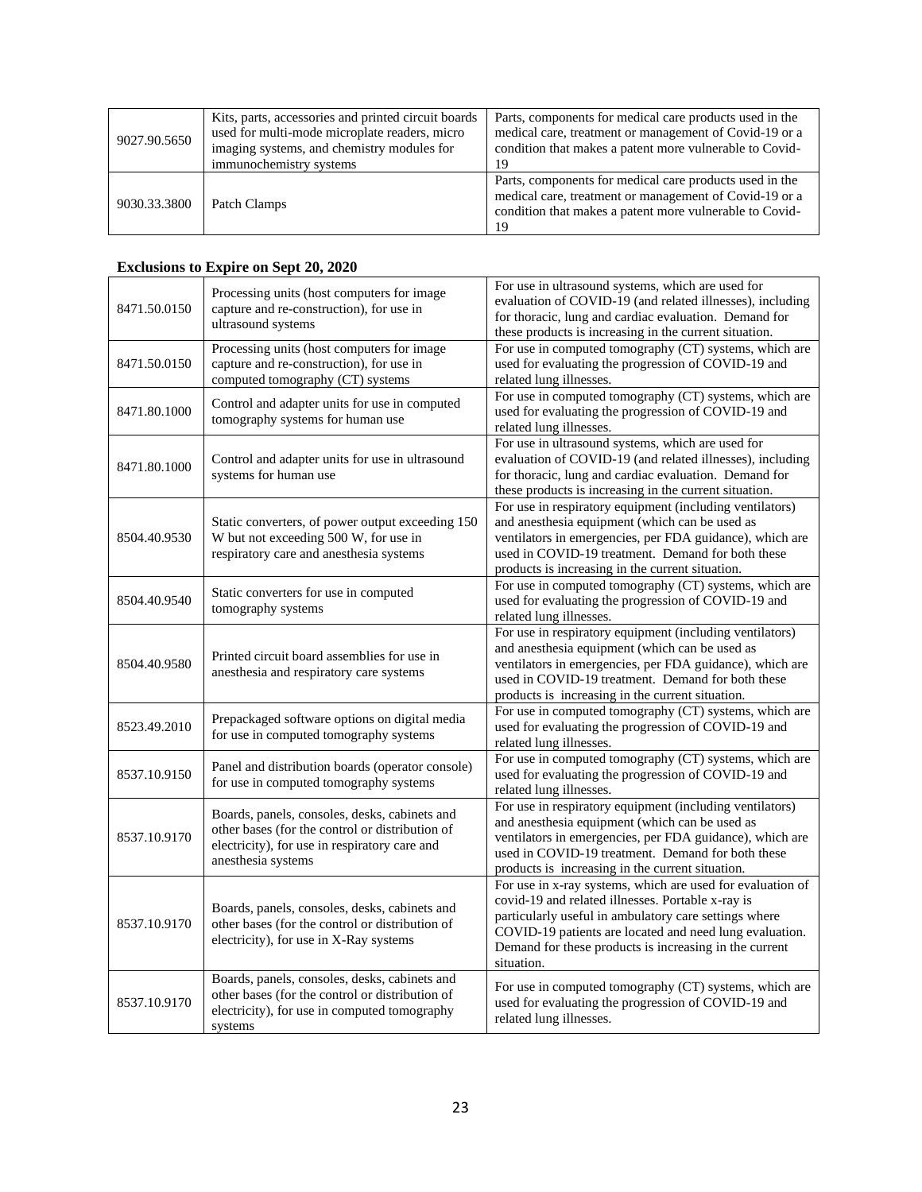| | | |
|---|---|---|
| 9027.90.5650 | Kits, parts, accessories and printed circuit boards used for multi-mode microplate readers, micro imaging systems, and chemistry modules for immunochemistry systems | Parts, components for medical care products used in the medical care, treatment or management of Covid-19 or a condition that makes a patent more vulnerable to Covid-19 |
| 9030.33.3800 | Patch Clamps | Parts, components for medical care products used in the medical care, treatment or management of Covid-19 or a condition that makes a patent more vulnerable to Covid-19 |

**Exclusions to Expire on Sept 20, 2020**

| | | |
|---|---|---|
| 8471.50.0150 | Processing units (host computers for image capture and re-construction), for use in ultrasound systems | For use in ultrasound systems, which are used for evaluation of COVID-19 (and related illnesses), including for thoracic, lung and cardiac evaluation. Demand for these products is increasing in the current situation. |
| 8471.50.0150 | Processing units (host computers for image capture and re-construction), for use in computed tomography (CT) systems | For use in computed tomography (CT) systems, which are used for evaluating the progression of COVID-19 and related lung illnesses. |
| 8471.80.1000 | Control and adapter units for use in computed tomography systems for human use | For use in computed tomography (CT) systems, which are used for evaluating the progression of COVID-19 and related lung illnesses. |
| 8471.80.1000 | Control and adapter units for use in ultrasound systems for human use | For use in ultrasound systems, which are used for evaluation of COVID-19 (and related illnesses), including for thoracic, lung and cardiac evaluation. Demand for these products is increasing in the current situation. |
| 8504.40.9530 | Static converters, of power output exceeding 150 W but not exceeding 500 W, for use in respiratory care and anesthesia systems | For use in respiratory equipment (including ventilators) and anesthesia equipment (which can be used as ventilators in emergencies, per FDA guidance), which are used in COVID-19 treatment. Demand for both these products is increasing in the current situation. |
| 8504.40.9540 | Static converters for use in computed tomography systems | For use in computed tomography (CT) systems, which are used for evaluating the progression of COVID-19 and related lung illnesses. |
| 8504.40.9580 | Printed circuit board assemblies for use in anesthesia and respiratory care systems | For use in respiratory equipment (including ventilators) and anesthesia equipment (which can be used as ventilators in emergencies, per FDA guidance), which are used in COVID-19 treatment. Demand for both these products is increasing in the current situation. |
| 8523.49.2010 | Prepackaged software options on digital media for use in computed tomography systems | For use in computed tomography (CT) systems, which are used for evaluating the progression of COVID-19 and related lung illnesses. |
| 8537.10.9150 | Panel and distribution boards (operator console) for use in computed tomography systems | For use in computed tomography (CT) systems, which are used for evaluating the progression of COVID-19 and related lung illnesses. |
| 8537.10.9170 | Boards, panels, consoles, desks, cabinets and other bases (for the control or distribution of electricity), for use in respiratory care and anesthesia systems | For use in respiratory equipment (including ventilators) and anesthesia equipment (which can be used as ventilators in emergencies, per FDA guidance), which are used in COVID-19 treatment. Demand for both these products is increasing in the current situation. |
| 8537.10.9170 | Boards, panels, consoles, desks, cabinets and other bases (for the control or distribution of electricity), for use in X-Ray systems | For use in x-ray systems, which are used for evaluation of covid-19 and related illnesses. Portable x-ray is particularly useful in ambulatory care settings where COVID-19 patients are located and need lung evaluation. Demand for these products is increasing in the current situation. |
| 8537.10.9170 | Boards, panels, consoles, desks, cabinets and other bases (for the control or distribution of electricity), for use in computed tomography systems | For use in computed tomography (CT) systems, which are used for evaluating the progression of COVID-19 and related lung illnesses. |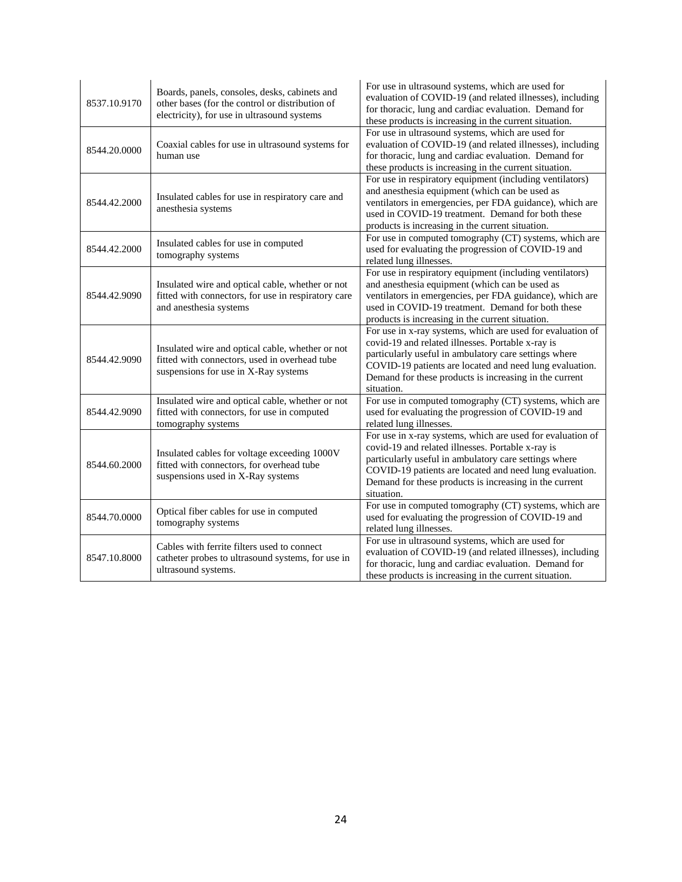| | | |
|---|---|---|
| 8537.10.9170 | Boards, panels, consoles, desks, cabinets and other bases (for the control or distribution of electricity), for use in ultrasound systems | For use in ultrasound systems, which are used for evaluation of COVID-19 (and related illnesses), including for thoracic, lung and cardiac evaluation. Demand for these products is increasing in the current situation. |
| 8544.20.0000 | Coaxial cables for use in ultrasound systems for human use | For use in ultrasound systems, which are used for evaluation of COVID-19 (and related illnesses), including for thoracic, lung and cardiac evaluation. Demand for these products is increasing in the current situation. |
| 8544.42.2000 | Insulated cables for use in respiratory care and anesthesia systems | For use in respiratory equipment (including ventilators) and anesthesia equipment (which can be used as ventilators in emergencies, per FDA guidance), which are used in COVID-19 treatment. Demand for both these products is increasing in the current situation. |
| 8544.42.2000 | Insulated cables for use in computed tomography systems | For use in computed tomography (CT) systems, which are used for evaluating the progression of COVID-19 and related lung illnesses. |
| 8544.42.9090 | Insulated wire and optical cable, whether or not fitted with connectors, for use in respiratory care and anesthesia systems | For use in respiratory equipment (including ventilators) and anesthesia equipment (which can be used as ventilators in emergencies, per FDA guidance), which are used in COVID-19 treatment. Demand for both these products is increasing in the current situation. |
| 8544.42.9090 | Insulated wire and optical cable, whether or not fitted with connectors, used in overhead tube suspensions for use in X-Ray systems | For use in x-ray systems, which are used for evaluation of covid-19 and related illnesses. Portable x-ray is particularly useful in ambulatory care settings where COVID-19 patients are located and need lung evaluation. Demand for these products is increasing in the current situation. |
| 8544.42.9090 | Insulated wire and optical cable, whether or not fitted with connectors, for use in computed tomography systems | For use in computed tomography (CT) systems, which are used for evaluating the progression of COVID-19 and related lung illnesses. |
| 8544.60.2000 | Insulated cables for voltage exceeding 1000V fitted with connectors, for overhead tube suspensions used in X-Ray systems | For use in x-ray systems, which are used for evaluation of covid-19 and related illnesses. Portable x-ray is particularly useful in ambulatory care settings where COVID-19 patients are located and need lung evaluation. Demand for these products is increasing in the current situation. |
| 8544.70.0000 | Optical fiber cables for use in computed tomography systems | For use in computed tomography (CT) systems, which are used for evaluating the progression of COVID-19 and related lung illnesses. |
| 8547.10.8000 | Cables with ferrite filters used to connect catheter probes to ultrasound systems, for use in ultrasound systems. | For use in ultrasound systems, which are used for evaluation of COVID-19 (and related illnesses), including for thoracic, lung and cardiac evaluation. Demand for these products is increasing in the current situation. |